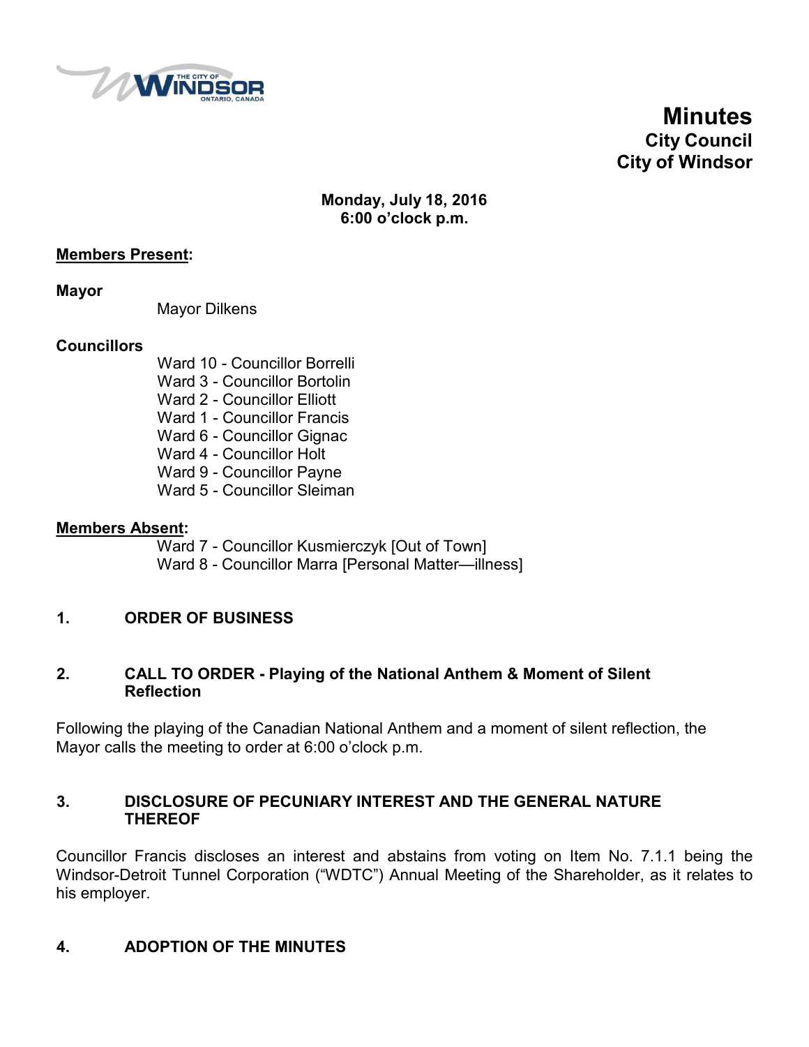# Minutes
## City Council
## City of Windsor

**Monday, July 18, 2016**
**6:00 o'clock p.m.**

**Members Present:**

**Mayor**

Mayor Dilkens

**Councillors**

Ward 10 - Councillor Borrelli
Ward 3 - Councillor Bortolin
Ward 2 - Councillor Elliott
Ward 1 - Councillor Francis
Ward 6 - Councillor Gignac
Ward 4 - Councillor Holt
Ward 9 - Councillor Payne
Ward 5 - Councillor Sleiman

**Members Absent:**

Ward 7 - Councillor Kusmierczyk [Out of Town]
Ward 8 - Councillor Marra [Personal Matter—illness]

### 1. ORDER OF BUSINESS

### 2. CALL TO ORDER - Playing of the National Anthem & Moment of Silent Reflection

Following the playing of the Canadian National Anthem and a moment of silent reflection, the Mayor calls the meeting to order at 6:00 o'clock p.m.

### 3. DISCLOSURE OF PECUNIARY INTEREST AND THE GENERAL NATURE THEREOF

Councillor Francis discloses an interest and abstains from voting on Item No. 7.1.1 being the Windsor-Detroit Tunnel Corporation ("WDTC") Annual Meeting of the Shareholder, as it relates to his employer.

### 4. ADOPTION OF THE MINUTES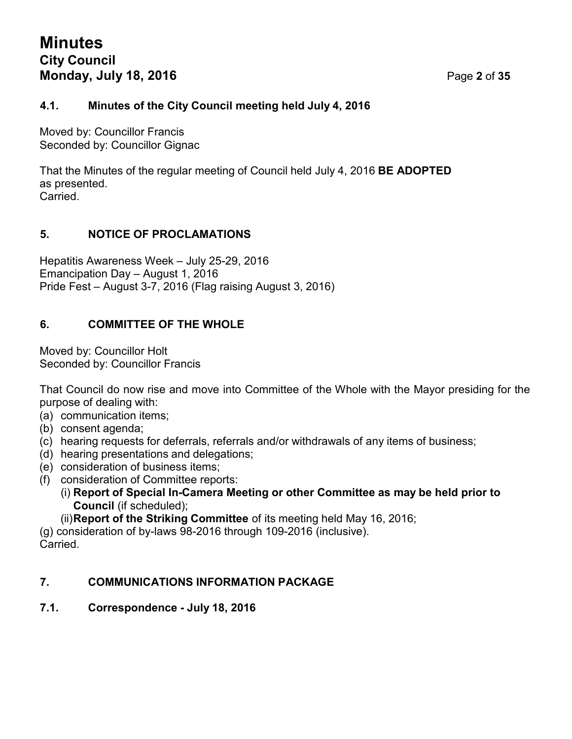### 4.1. Minutes of the City Council meeting held July 4, 2016

Moved by: Councillor Francis
Seconded by: Councillor Gignac

That the Minutes of the regular meeting of Council held July 4, 2016 **BE ADOPTED** as presented.
Carried.

## 5. NOTICE OF PROCLAMATIONS

Hepatitis Awareness Week – July 25-29, 2016
Emancipation Day – August 1, 2016
Pride Fest – August 3-7, 2016 (Flag raising August 3, 2016)

## 6. COMMITTEE OF THE WHOLE

Moved by: Councillor Holt
Seconded by: Councillor Francis

That Council do now rise and move into Committee of the Whole with the Mayor presiding for the purpose of dealing with:

(a) communication items;
(b) consent agenda;
(c) hearing requests for deferrals, referrals and/or withdrawals of any items of business;
(d) hearing presentations and delegations;
(e) consideration of business items;
(f) consideration of Committee reports:
  (i) **Report of Special In-Camera Meeting or other Committee as may be held prior to Council** (if scheduled);
  (ii) **Report of the Striking Committee** of its meeting held May 16, 2016;

(g) consideration of by-laws 98-2016 through 109-2016 (inclusive).
Carried.

## 7. COMMUNICATIONS INFORMATION PACKAGE

### 7.1. Correspondence - July 18, 2016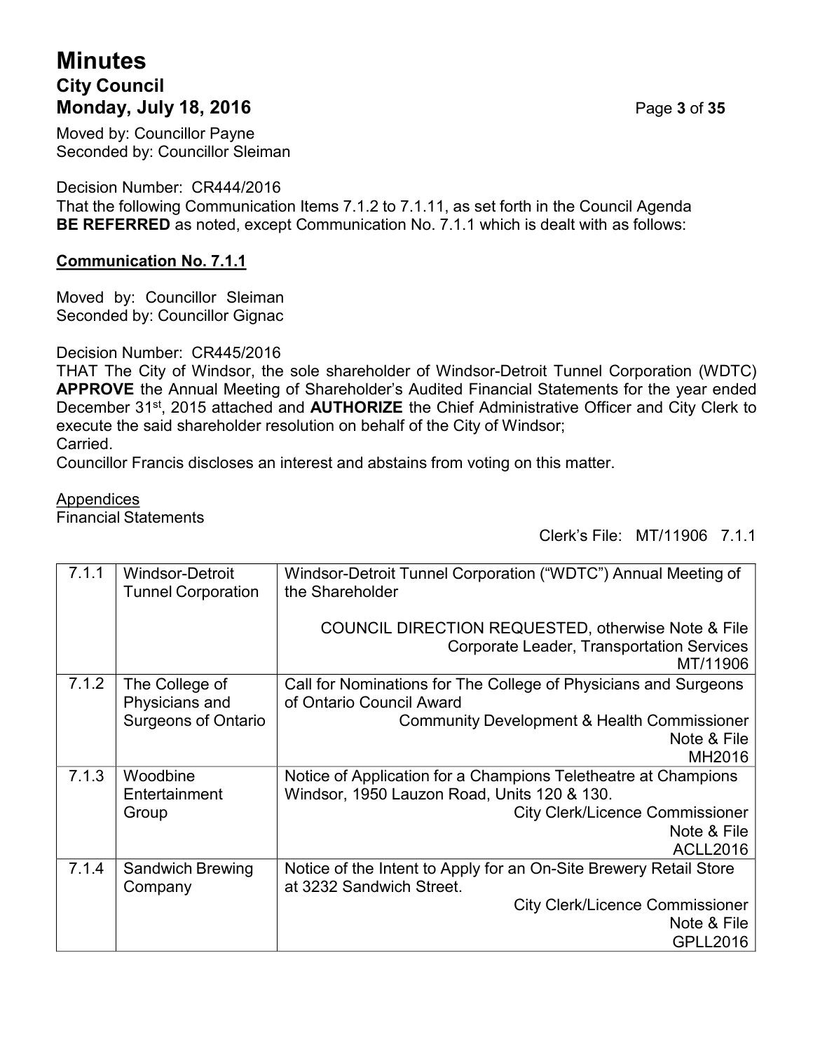Moved by: Councillor Payne
Seconded by: Councillor Sleiman

Decision Number: CR444/2016
That the following Communication Items 7.1.2 to 7.1.11, as set forth in the Council Agenda **BE REFERRED** as noted, except Communication No. 7.1.1 which is dealt with as follows:

**Communication No. 7.1.1**

Moved by: Councillor Sleiman
Seconded by: Councillor Gignac

Decision Number: CR445/2016
THAT The City of Windsor, the sole shareholder of Windsor-Detroit Tunnel Corporation (WDTC) **APPROVE** the Annual Meeting of Shareholder's Audited Financial Statements for the year ended December 31st, 2015 attached and **AUTHORIZE** the Chief Administrative Officer and City Clerk to execute the said shareholder resolution on behalf of the City of Windsor;
Carried.
Councillor Francis discloses an interest and abstains from voting on this matter.

Appendices
Financial Statements

Clerk's File: MT/11906 7.1.1

| | | |
|---|---|---|
| 7.1.1 | Windsor-Detroit Tunnel Corporation | Windsor-Detroit Tunnel Corporation ("WDTC") Annual Meeting of the Shareholder<br><br>COUNCIL DIRECTION REQUESTED, otherwise Note & File<br>Corporate Leader, Transportation Services<br>MT/11906 |
| 7.1.2 | The College of Physicians and Surgeons of Ontario | Call for Nominations for The College of Physicians and Surgeons of Ontario Council Award<br>Community Development & Health Commissioner<br>Note & File<br>MH2016 |
| 7.1.3 | Woodbine Entertainment Group | Notice of Application for a Champions Teletheatre at Champions Windsor, 1950 Lauzon Road, Units 120 & 130.<br>City Clerk/Licence Commissioner<br>Note & File<br>ACLL2016 |
| 7.1.4 | Sandwich Brewing Company | Notice of the Intent to Apply for an On-Site Brewery Retail Store at 3232 Sandwich Street.<br>City Clerk/Licence Commissioner<br>Note & File<br>GPLL2016 |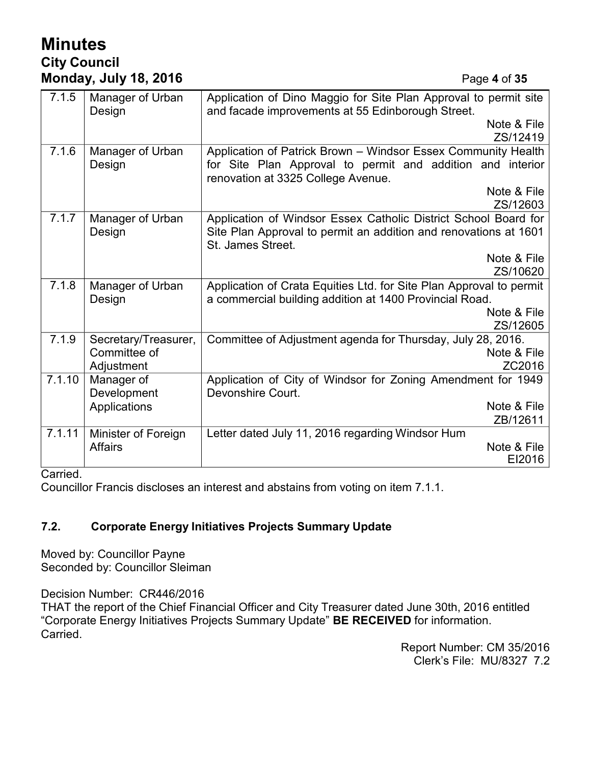| | | |
|---|---|---|
| 7.1.5 | Manager of Urban Design | Application of Dino Maggio for Site Plan Approval to permit site and facade improvements at 55 Edinborough Street. Note & File ZS/12419 |
| 7.1.6 | Manager of Urban Design | Application of Patrick Brown – Windsor Essex Community Health for Site Plan Approval to permit and addition and interior renovation at 3325 College Avenue. Note & File ZS/12603 |
| 7.1.7 | Manager of Urban Design | Application of Windsor Essex Catholic District School Board for Site Plan Approval to permit an addition and renovations at 1601 St. James Street. Note & File ZS/10620 |
| 7.1.8 | Manager of Urban Design | Application of Crata Equities Ltd. for Site Plan Approval to permit a commercial building addition at 1400 Provincial Road. Note & File ZS/12605 |
| 7.1.9 | Secretary/Treasurer, Committee of Adjustment | Committee of Adjustment agenda for Thursday, July 28, 2016. Note & File ZC2016 |
| 7.1.10 | Manager of Development Applications | Application of City of Windsor for Zoning Amendment for 1949 Devonshire Court. Note & File ZB/12611 |
| 7.1.11 | Minister of Foreign Affairs | Letter dated July 11, 2016 regarding Windsor Hum Note & File EI2016 |

Carried.

Councillor Francis discloses an interest and abstains from voting on item 7.1.1.

### 7.2. Corporate Energy Initiatives Projects Summary Update

Moved by: Councillor Payne
Seconded by: Councillor Sleiman

Decision Number: CR446/2016
THAT the report of the Chief Financial Officer and City Treasurer dated June 30th, 2016 entitled "Corporate Energy Initiatives Projects Summary Update" **BE RECEIVED** for information.
Carried.

Report Number: CM 35/2016
Clerk's File: MU/8327 7.2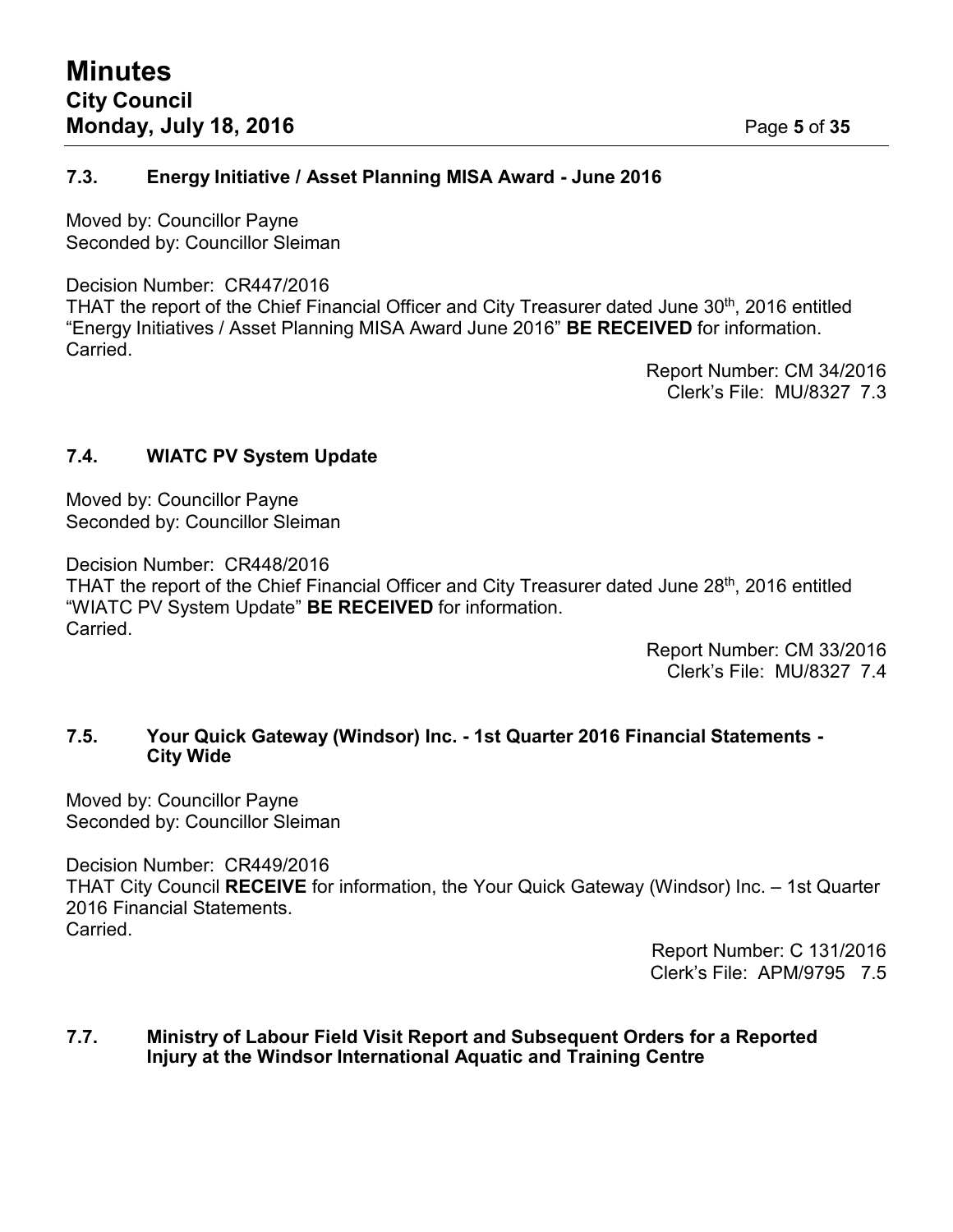### 7.3. Energy Initiative / Asset Planning MISA Award - June 2016

Moved by: Councillor Payne
Seconded by: Councillor Sleiman

Decision Number: CR447/2016
THAT the report of the Chief Financial Officer and City Treasurer dated June 30th, 2016 entitled "Energy Initiatives / Asset Planning MISA Award June 2016" **BE RECEIVED** for information.
Carried.

Report Number: CM 34/2016
Clerk's File: MU/8327 7.3

### 7.4. WIATC PV System Update

Moved by: Councillor Payne
Seconded by: Councillor Sleiman

Decision Number: CR448/2016
THAT the report of the Chief Financial Officer and City Treasurer dated June 28th, 2016 entitled "WIATC PV System Update" **BE RECEIVED** for information.
Carried.

Report Number: CM 33/2016
Clerk's File: MU/8327 7.4

### 7.5. Your Quick Gateway (Windsor) Inc. - 1st Quarter 2016 Financial Statements - City Wide

Moved by: Councillor Payne
Seconded by: Councillor Sleiman

Decision Number: CR449/2016
THAT City Council **RECEIVE** for information, the Your Quick Gateway (Windsor) Inc. – 1st Quarter 2016 Financial Statements.
Carried.

Report Number: C 131/2016
Clerk's File: APM/9795 7.5

### 7.7. Ministry of Labour Field Visit Report and Subsequent Orders for a Reported Injury at the Windsor International Aquatic and Training Centre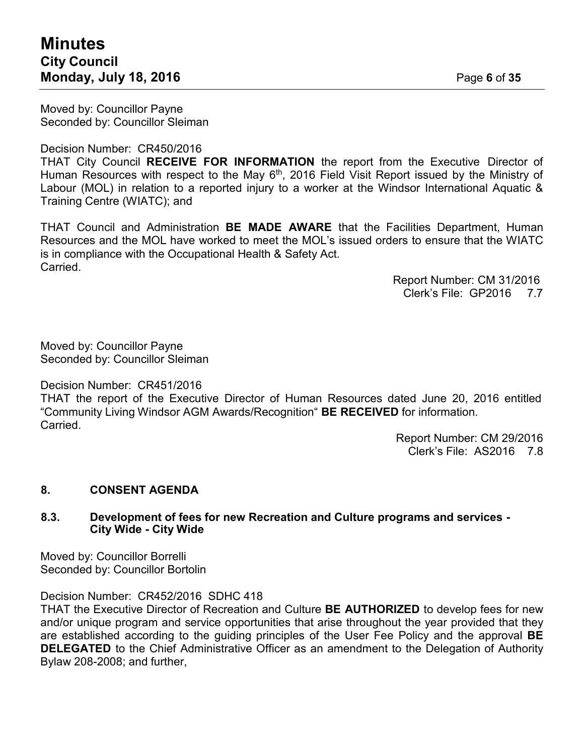Moved by: Councillor Payne
Seconded by: Councillor Sleiman

Decision Number: CR450/2016
THAT City Council **RECEIVE FOR INFORMATION** the report from the Executive Director of Human Resources with respect to the May 6th, 2016 Field Visit Report issued by the Ministry of Labour (MOL) in relation to a reported injury to a worker at the Windsor International Aquatic & Training Centre (WIATC); and

THAT Council and Administration **BE MADE AWARE** that the Facilities Department, Human Resources and the MOL have worked to meet the MOL's issued orders to ensure that the WIATC is in compliance with the Occupational Health & Safety Act.
Carried.

Report Number: CM 31/2016
Clerk's File: GP2016 7.7

Moved by: Councillor Payne
Seconded by: Councillor Sleiman

Decision Number: CR451/2016
THAT the report of the Executive Director of Human Resources dated June 20, 2016 entitled "Community Living Windsor AGM Awards/Recognition" **BE RECEIVED** for information.
Carried.

Report Number: CM 29/2016
Clerk's File: AS2016 7.8

## 8. CONSENT AGENDA

### 8.3. Development of fees for new Recreation and Culture programs and services - City Wide - City Wide

Moved by: Councillor Borrelli
Seconded by: Councillor Bortolin

Decision Number: CR452/2016 SDHC 418
THAT the Executive Director of Recreation and Culture **BE AUTHORIZED** to develop fees for new and/or unique program and service opportunities that arise throughout the year provided that they are established according to the guiding principles of the User Fee Policy and the approval **BE DELEGATED** to the Chief Administrative Officer as an amendment to the Delegation of Authority Bylaw 208-2008; and further,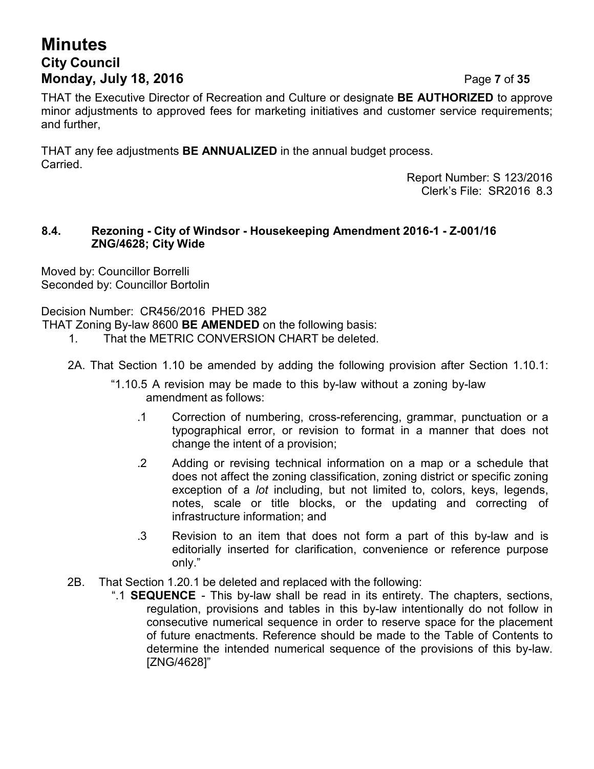THAT the Executive Director of Recreation and Culture or designate **BE AUTHORIZED** to approve minor adjustments to approved fees for marketing initiatives and customer service requirements; and further,

THAT any fee adjustments **BE ANNUALIZED** in the annual budget process.
Carried.

Report Number: S 123/2016
Clerk's File: SR2016 8.3

### 8.4. Rezoning - City of Windsor - Housekeeping Amendment 2016-1 - Z-001/16 ZNG/4628; City Wide

Moved by: Councillor Borrelli
Seconded by: Councillor Bortolin

Decision Number: CR456/2016 PHED 382
THAT Zoning By-law 8600 **BE AMENDED** on the following basis:

1. That the METRIC CONVERSION CHART be deleted.

2A. That Section 1.10 be amended by adding the following provision after Section 1.10.1:

"1.10.5 A revision may be made to this by-law without a zoning by-law amendment as follows:

.1 Correction of numbering, cross-referencing, grammar, punctuation or a typographical error, or revision to format in a manner that does not change the intent of a provision;

.2 Adding or revising technical information on a map or a schedule that does not affect the zoning classification, zoning district or specific zoning exception of a *lot* including, but not limited to, colors, keys, legends, notes, scale or title blocks, or the updating and correcting of infrastructure information; and

.3 Revision to an item that does not form a part of this by-law and is editorially inserted for clarification, convenience or reference purpose only."

2B. That Section 1.20.1 be deleted and replaced with the following:

".1 **SEQUENCE** - This by-law shall be read in its entirety. The chapters, sections, regulation, provisions and tables in this by-law intentionally do not follow in consecutive numerical sequence in order to reserve space for the placement of future enactments. Reference should be made to the Table of Contents to determine the intended numerical sequence of the provisions of this by-law. [ZNG/4628]"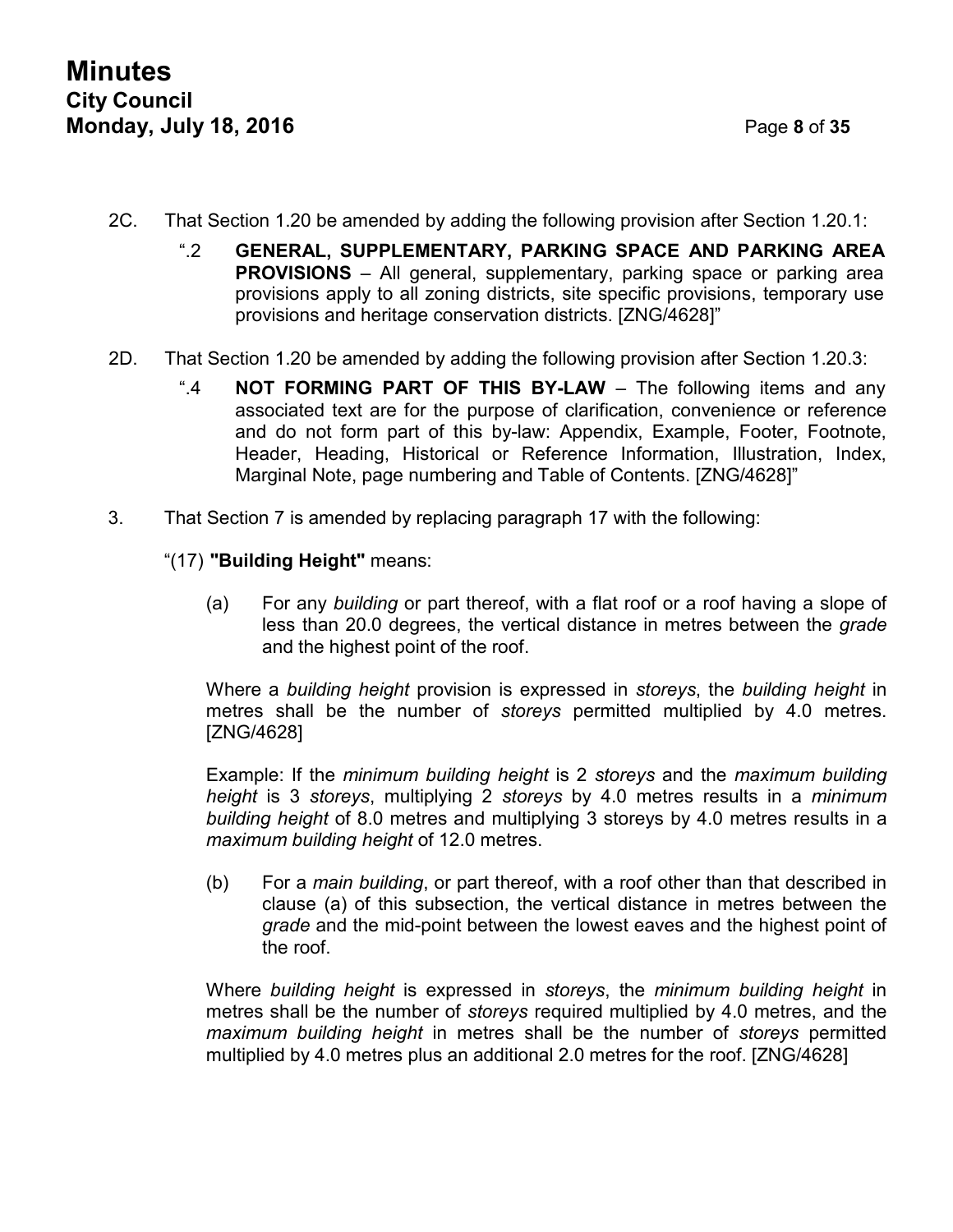2C. That Section 1.20 be amended by adding the following provision after Section 1.20.1:

> ".2 **GENERAL, SUPPLEMENTARY, PARKING SPACE AND PARKING AREA PROVISIONS** – All general, supplementary, parking space or parking area provisions apply to all zoning districts, site specific provisions, temporary use provisions and heritage conservation districts. [ZNG/4628]"

2D. That Section 1.20 be amended by adding the following provision after Section 1.20.3:

> ".4 **NOT FORMING PART OF THIS BY-LAW** – The following items and any associated text are for the purpose of clarification, convenience or reference and do not form part of this by-law: Appendix, Example, Footer, Footnote, Header, Heading, Historical or Reference Information, Illustration, Index, Marginal Note, page numbering and Table of Contents. [ZNG/4628]"

3. That Section 7 is amended by replacing paragraph 17 with the following:

"(17) **"Building Height"** means:

(a) For any *building* or part thereof, with a flat roof or a roof having a slope of less than 20.0 degrees, the vertical distance in metres between the *grade* and the highest point of the roof.

Where a *building height* provision is expressed in *storeys*, the *building height* in metres shall be the number of *storeys* permitted multiplied by 4.0 metres. [ZNG/4628]

Example: If the *minimum building height* is 2 *storeys* and the *maximum building height* is 3 *storeys*, multiplying 2 *storeys* by 4.0 metres results in a *minimum building height* of 8.0 metres and multiplying 3 storeys by 4.0 metres results in a *maximum building height* of 12.0 metres.

(b) For a *main building*, or part thereof, with a roof other than that described in clause (a) of this subsection, the vertical distance in metres between the *grade* and the mid-point between the lowest eaves and the highest point of the roof.

Where *building height* is expressed in *storeys*, the *minimum building height* in metres shall be the number of *storeys* required multiplied by 4.0 metres, and the *maximum building height* in metres shall be the number of *storeys* permitted multiplied by 4.0 metres plus an additional 2.0 metres for the roof. [ZNG/4628]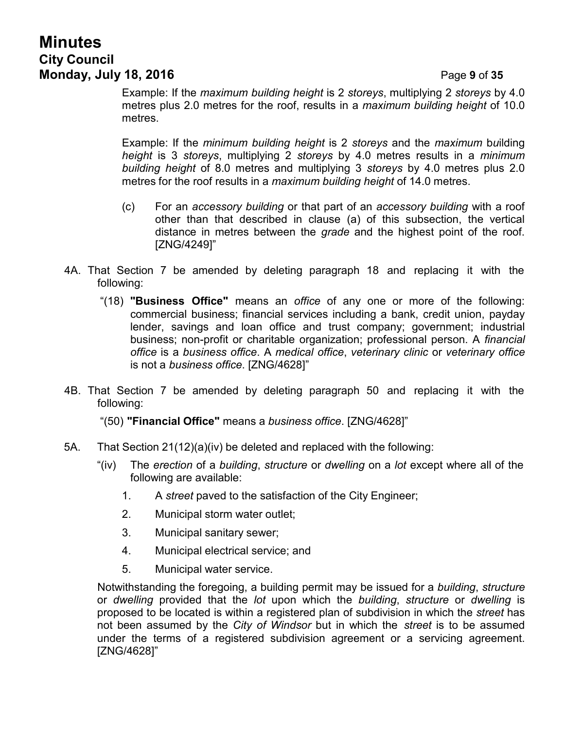Example: If the *maximum building height* is 2 *storeys*, multiplying 2 *storeys* by 4.0 metres plus 2.0 metres for the roof, results in a *maximum building height* of 10.0 metres.

Example: If the *minimum building height* is 2 *storeys* and the *maximum* building *height* is 3 *storeys*, multiplying 2 *storeys* by 4.0 metres results in a *minimum building height* of 8.0 metres and multiplying 3 *storeys* by 4.0 metres plus 2.0 metres for the roof results in a *maximum building height* of 14.0 metres.

(c) For an *accessory building* or that part of an *accessory building* with a roof other than that described in clause (a) of this subsection, the vertical distance in metres between the *grade* and the highest point of the roof. [ZNG/4249]"

4A. That Section 7 be amended by deleting paragraph 18 and replacing it with the following:

"(18) **"Business Office"** means an *office* of any one or more of the following: commercial business; financial services including a bank, credit union, payday lender, savings and loan office and trust company; government; industrial business; non-profit or charitable organization; professional person. A *financial office* is a *business office*. A *medical office*, *veterinary clinic* or *veterinary office* is not a *business office*. [ZNG/4628]"

4B. That Section 7 be amended by deleting paragraph 50 and replacing it with the following:

"(50) **"Financial Office"** means a *business office*. [ZNG/4628]"

5A. That Section 21(12)(a)(iv) be deleted and replaced with the following:

"(iv) The *erection* of a *building*, *structure* or *dwelling* on a *lot* except where all of the following are available:

1. A *street* paved to the satisfaction of the City Engineer;
2. Municipal storm water outlet;
3. Municipal sanitary sewer;
4. Municipal electrical service; and
5. Municipal water service.

Notwithstanding the foregoing, a building permit may be issued for a *building*, *structure* or *dwelling* provided that the *lot* upon which the *building*, *structure* or *dwelling* is proposed to be located is within a registered plan of subdivision in which the *street* has not been assumed by the *City of Windsor* but in which the *street* is to be assumed under the terms of a registered subdivision agreement or a servicing agreement. [ZNG/4628]"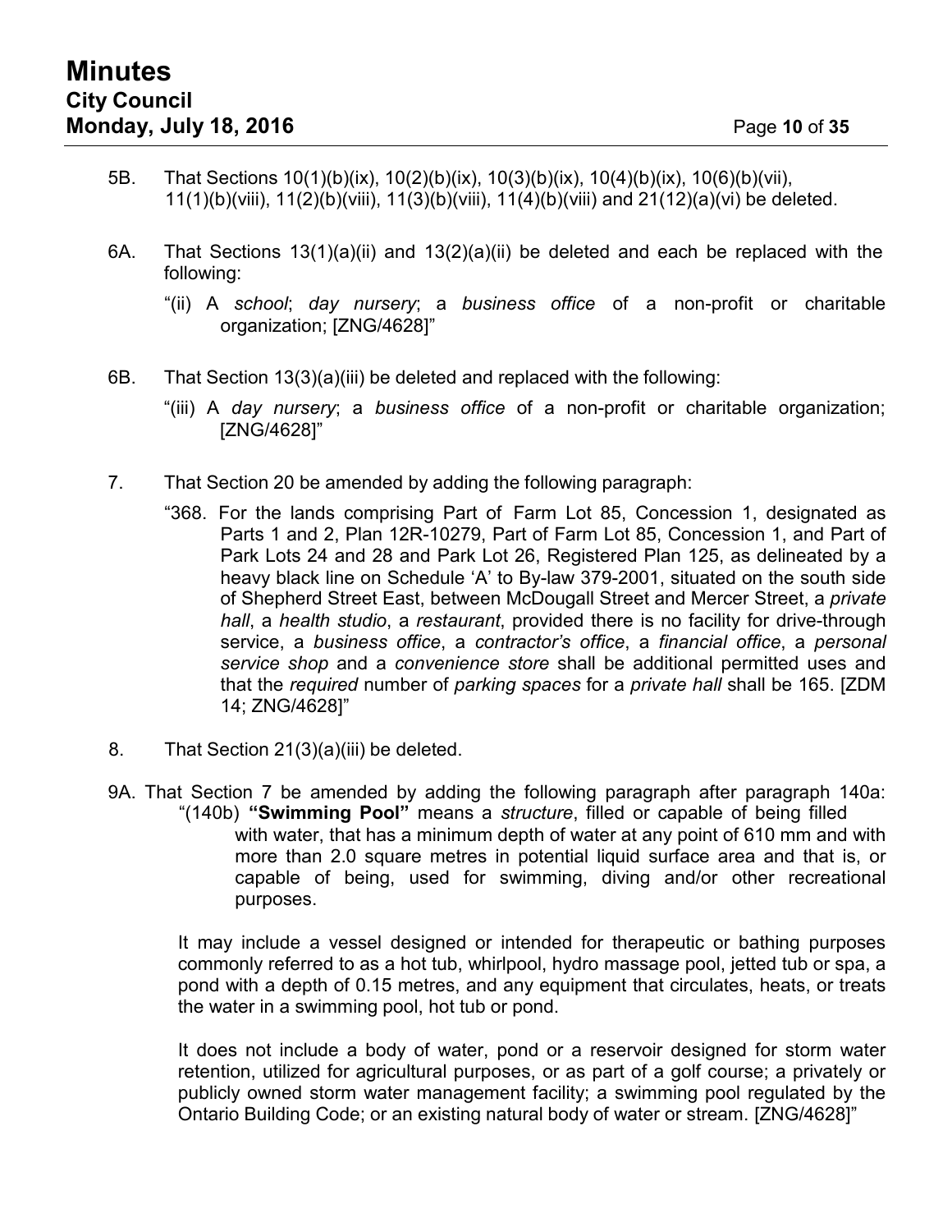5B. That Sections 10(1)(b)(ix), 10(2)(b)(ix), 10(3)(b)(ix), 10(4)(b)(ix), 10(6)(b)(vii), 11(1)(b)(viii), 11(2)(b)(viii), 11(3)(b)(viii), 11(4)(b)(viii) and 21(12)(a)(vi) be deleted.

6A. That Sections 13(1)(a)(ii) and 13(2)(a)(ii) be deleted and each be replaced with the following:

> "(ii) A *school*; *day nursery*; a *business office* of a non-profit or charitable organization; [ZNG/4628]"

6B. That Section 13(3)(a)(iii) be deleted and replaced with the following:

> "(iii) A *day nursery*; a *business office* of a non-profit or charitable organization; [ZNG/4628]"

7. That Section 20 be amended by adding the following paragraph:

> "368. For the lands comprising Part of Farm Lot 85, Concession 1, designated as Parts 1 and 2, Plan 12R-10279, Part of Farm Lot 85, Concession 1, and Part of Park Lots 24 and 28 and Park Lot 26, Registered Plan 125, as delineated by a heavy black line on Schedule 'A' to By-law 379-2001, situated on the south side of Shepherd Street East, between McDougall Street and Mercer Street, a *private hall*, a *health studio*, a *restaurant*, provided there is no facility for drive-through service, a *business office*, a *contractor's office*, a *financial office*, a *personal service shop* and a *convenience store* shall be additional permitted uses and that the *required* number of *parking spaces* for a *private hall* shall be 165. [ZDM 14; ZNG/4628]"

8. That Section 21(3)(a)(iii) be deleted.

9A. That Section 7 be amended by adding the following paragraph after paragraph 140a:

> "(140b) **"Swimming Pool"** means a *structure*, filled or capable of being filled with water, that has a minimum depth of water at any point of 610 mm and with more than 2.0 square metres in potential liquid surface area and that is, or capable of being, used for swimming, diving and/or other recreational purposes.
>
> It may include a vessel designed or intended for therapeutic or bathing purposes commonly referred to as a hot tub, whirlpool, hydro massage pool, jetted tub or spa, a pond with a depth of 0.15 metres, and any equipment that circulates, heats, or treats the water in a swimming pool, hot tub or pond.
>
> It does not include a body of water, pond or a reservoir designed for storm water retention, utilized for agricultural purposes, or as part of a golf course; a privately or publicly owned storm water management facility; a swimming pool regulated by the Ontario Building Code; or an existing natural body of water or stream. [ZNG/4628]"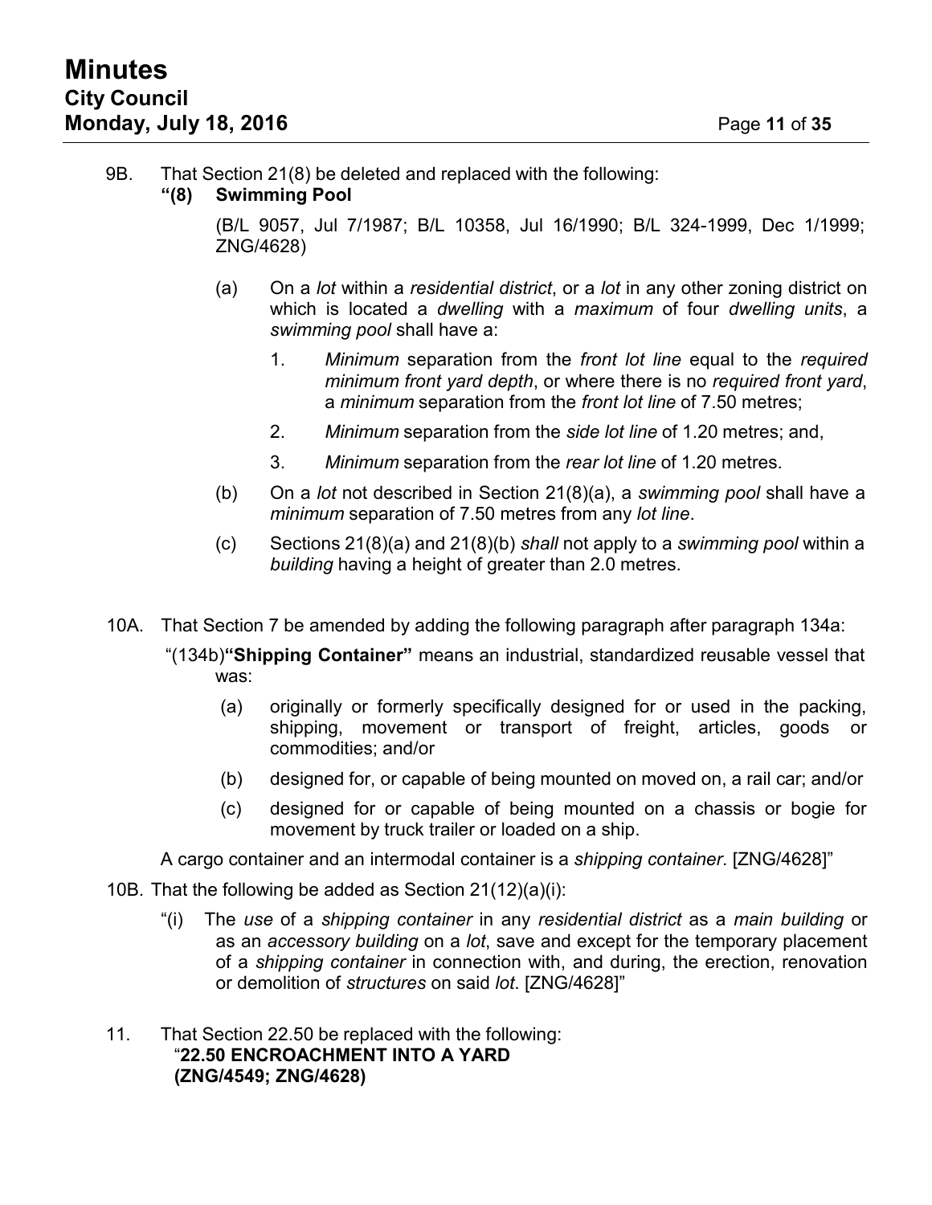9B. That Section 21(8) be deleted and replaced with the following:

**"(8) Swimming Pool**

(B/L 9057, Jul 7/1987; B/L 10358, Jul 16/1990; B/L 324-1999, Dec 1/1999; ZNG/4628)

(a) On a *lot* within a *residential district*, or a *lot* in any other zoning district on which is located a *dwelling* with a *maximum* of four *dwelling units*, a *swimming pool* shall have a:

1. *Minimum* separation from the *front lot line* equal to the *required minimum front yard depth*, or where there is no *required front yard*, a *minimum* separation from the *front lot line* of 7.50 metres;
2. *Minimum* separation from the *side lot line* of 1.20 metres; and,
3. *Minimum* separation from the *rear lot line* of 1.20 metres.

(b) On a *lot* not described in Section 21(8)(a), a *swimming pool* shall have a *minimum* separation of 7.50 metres from any *lot line*.

(c) Sections 21(8)(a) and 21(8)(b) *shall* not apply to a *swimming pool* within a *building* having a height of greater than 2.0 metres.

10A. That Section 7 be amended by adding the following paragraph after paragraph 134a:

"(134b)**"Shipping Container"** means an industrial, standardized reusable vessel that was:

(a) originally or formerly specifically designed for or used in the packing, shipping, movement or transport of freight, articles, goods or commodities; and/or

(b) designed for, or capable of being mounted on moved on, a rail car; and/or

(c) designed for or capable of being mounted on a chassis or bogie for movement by truck trailer or loaded on a ship.

A cargo container and an intermodal container is a *shipping container*. [ZNG/4628]"

10B. That the following be added as Section 21(12)(a)(i):

"(i) The *use* of a *shipping container* in any *residential district* as a *main building* or as an *accessory building* on a *lot*, save and except for the temporary placement of a *shipping container* in connection with, and during, the erection, renovation or demolition of *structures* on said *lot*. [ZNG/4628]"

11. That Section 22.50 be replaced with the following:

"**22.50 ENCROACHMENT INTO A YARD (ZNG/4549; ZNG/4628)**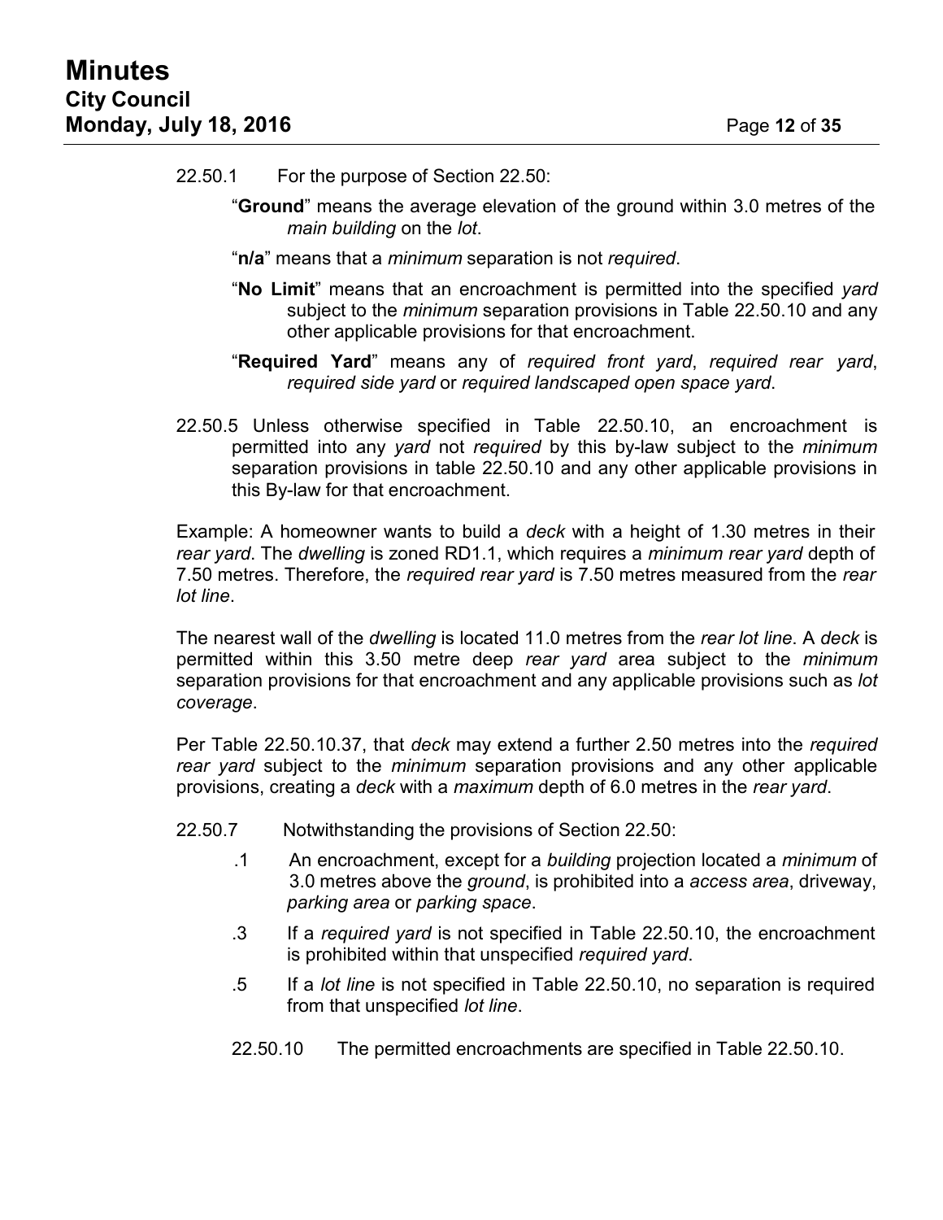22.50.1 For the purpose of Section 22.50:

"**Ground**" means the average elevation of the ground within 3.0 metres of the *main building* on the *lot*.

"**n/a**" means that a *minimum* separation is not *required*.

"**No Limit**" means that an encroachment is permitted into the specified *yard* subject to the *minimum* separation provisions in Table 22.50.10 and any other applicable provisions for that encroachment.

"**Required Yard**" means any of *required front yard*, *required rear yard*, *required side yard* or *required landscaped open space yard*.

22.50.5 Unless otherwise specified in Table 22.50.10, an encroachment is permitted into any *yard* not *required* by this by-law subject to the *minimum* separation provisions in table 22.50.10 and any other applicable provisions in this By-law for that encroachment.

Example: A homeowner wants to build a *deck* with a height of 1.30 metres in their *rear yard*. The *dwelling* is zoned RD1.1, which requires a *minimum rear yard* depth of 7.50 metres. Therefore, the *required rear yard* is 7.50 metres measured from the *rear lot line*.

The nearest wall of the *dwelling* is located 11.0 metres from the *rear lot line*. A *deck* is permitted within this 3.50 metre deep *rear yard* area subject to the *minimum* separation provisions for that encroachment and any applicable provisions such as *lot coverage*.

Per Table 22.50.10.37, that *deck* may extend a further 2.50 metres into the *required rear yard* subject to the *minimum* separation provisions and any other applicable provisions, creating a *deck* with a *maximum* depth of 6.0 metres in the *rear yard*.

22.50.7 Notwithstanding the provisions of Section 22.50:

.1 An encroachment, except for a *building* projection located a *minimum* of 3.0 metres above the *ground*, is prohibited into a *access area*, driveway, *parking area* or *parking space*.

.3 If a *required yard* is not specified in Table 22.50.10, the encroachment is prohibited within that unspecified *required yard*.

.5 If a *lot line* is not specified in Table 22.50.10, no separation is required from that unspecified *lot line*.

22.50.10 The permitted encroachments are specified in Table 22.50.10.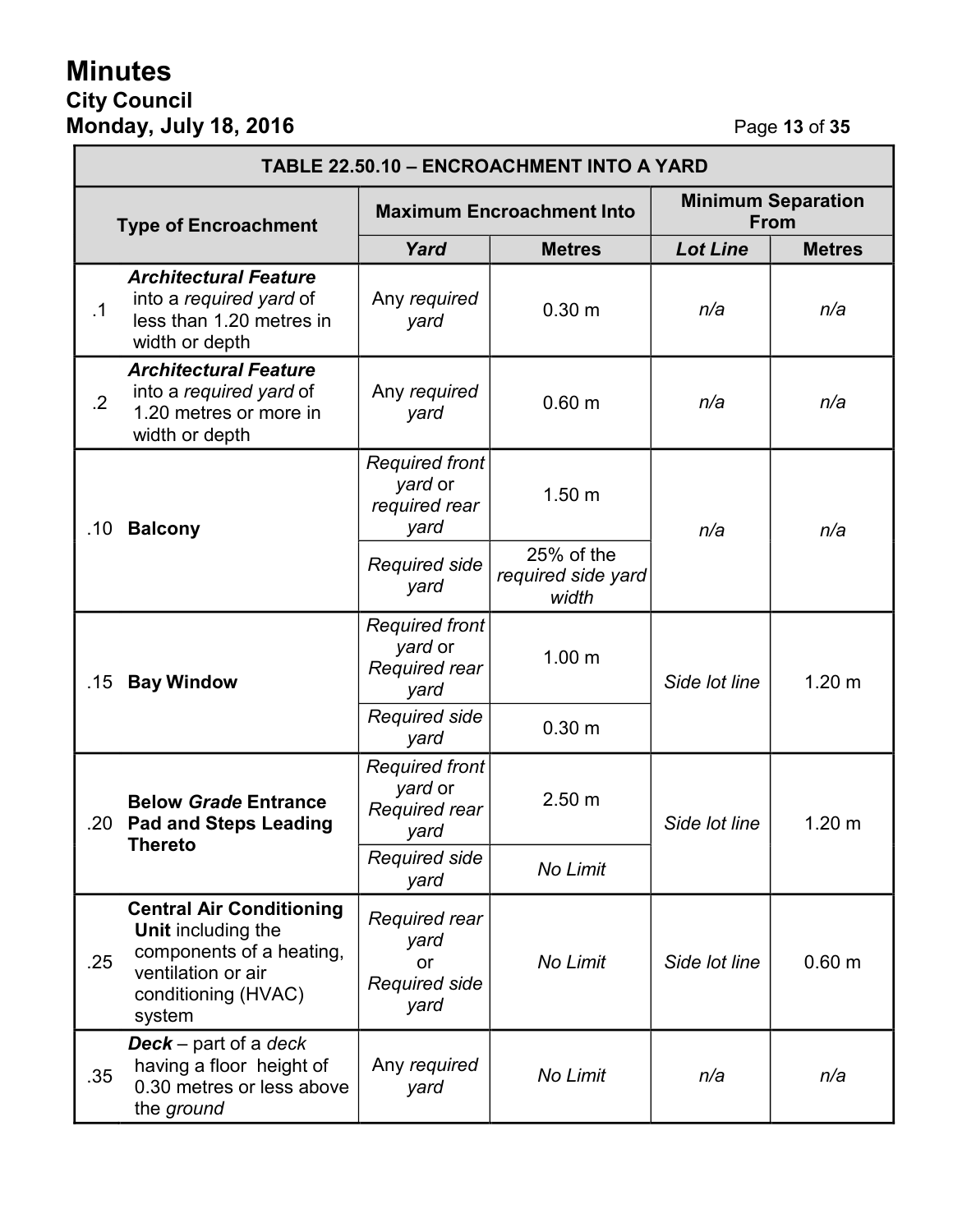| TABLE 22.50.10 – ENCROACHMENT INTO A YARD | | | | | |
|---|---|---|---|---|---|
| Type of Encroachment | | Maximum Encroachment Into | | Minimum Separation From | |
| | | *Yard* | Metres | *Lot Line* | Metres |
| .1 | ***Architectural Feature*** into a *required yard* of less than 1.20 metres in width or depth | Any *required yard* | 0.30 m | *n/a* | *n/a* |
| .2 | ***Architectural Feature*** into a *required yard* of 1.20 metres or more in width or depth | Any *required yard* | 0.60 m | *n/a* | *n/a* |
| .10 | **Balcony** | *Required front yard* or *required rear yard* | 1.50 m | *n/a* | *n/a* |
| | | *Required side yard* | 25% of the *required side yard width* | | |
| .15 | **Bay Window** | *Required front yard* or *Required rear yard* | 1.00 m | *Side lot line* | 1.20 m |
| | | *Required side yard* | 0.30 m | | |
| .20 | **Below *Grade* Entrance Pad and Steps Leading Thereto** | *Required front yard* or *Required rear yard* | 2.50 m | *Side lot line* | 1.20 m |
| | | *Required side yard* | *No Limit* | | |
| .25 | **Central Air Conditioning Unit** including the components of a heating, ventilation or air conditioning (HVAC) system | *Required rear yard* or *Required side yard* | *No Limit* | *Side lot line* | 0.60 m |
| .35 | ***Deck*** – part of a *deck* having a floor height of 0.30 metres or less above the *ground* | Any *required yard* | *No Limit* | *n/a* | *n/a* |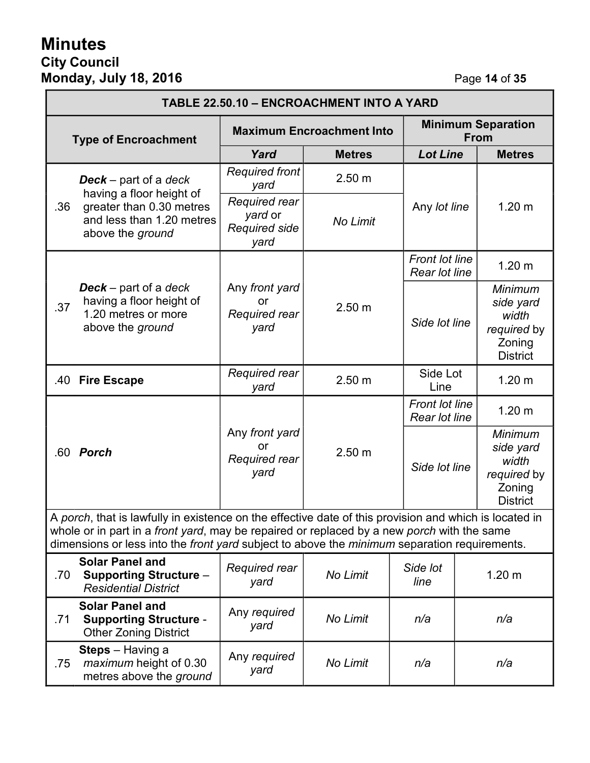| TABLE 22.50.10 – ENCROACHMENT INTO A YARD | | | | | |
|---|---|---|---|---|---|
| **Type of Encroachment** | | **Maximum Encroachment Into** | | **Minimum Separation From** | |
| | | ***Yard*** | **Metres** | ***Lot Line*** | **Metres** |
| .36 | ***Deck*** – part of a *deck* having a floor height of greater than 0.30 metres and less than 1.20 metres above the *ground* | *Required front yard* | 2.50 m | Any *lot line* | 1.20 m |
| | | *Required rear yard* or *Required side yard* | *No Limit* | | |
| .37 | ***Deck*** – part of a *deck* having a floor height of 1.20 metres or more above the *ground* | Any *front yard* or *Required rear yard* | 2.50 m | *Front lot line* *Rear lot line* | 1.20 m |
| | | | | *Side lot line* | *Minimum side yard width required* by Zoning District |
| .40 | **Fire Escape** | *Required rear yard* | 2.50 m | Side Lot Line | 1.20 m |
| .60 | ***Porch*** | Any *front yard* or *Required rear yard* | 2.50 m | *Front lot line* *Rear lot line* | 1.20 m |
| | | | | *Side lot line* | *Minimum side yard width required* by Zoning District |
| A *porch*, that is lawfully in existence on the effective date of this provision and which is located in whole or in part in a *front yard*, may be repaired or replaced by a new *porch* with the same dimensions or less into the *front yard* subject to above the *minimum* separation requirements. | | | | | |
| .70 | **Solar Panel and Supporting Structure** – *Residential District* | *Required rear yard* | *No Limit* | *Side lot line* | 1.20 m |
| .71 | **Solar Panel and Supporting Structure** - Other Zoning District | Any *required yard* | *No Limit* | *n/a* | *n/a* |
| .75 | **Steps** – Having a *maximum* height of 0.30 metres above the *ground* | Any *required yard* | *No Limit* | *n/a* | *n/a* |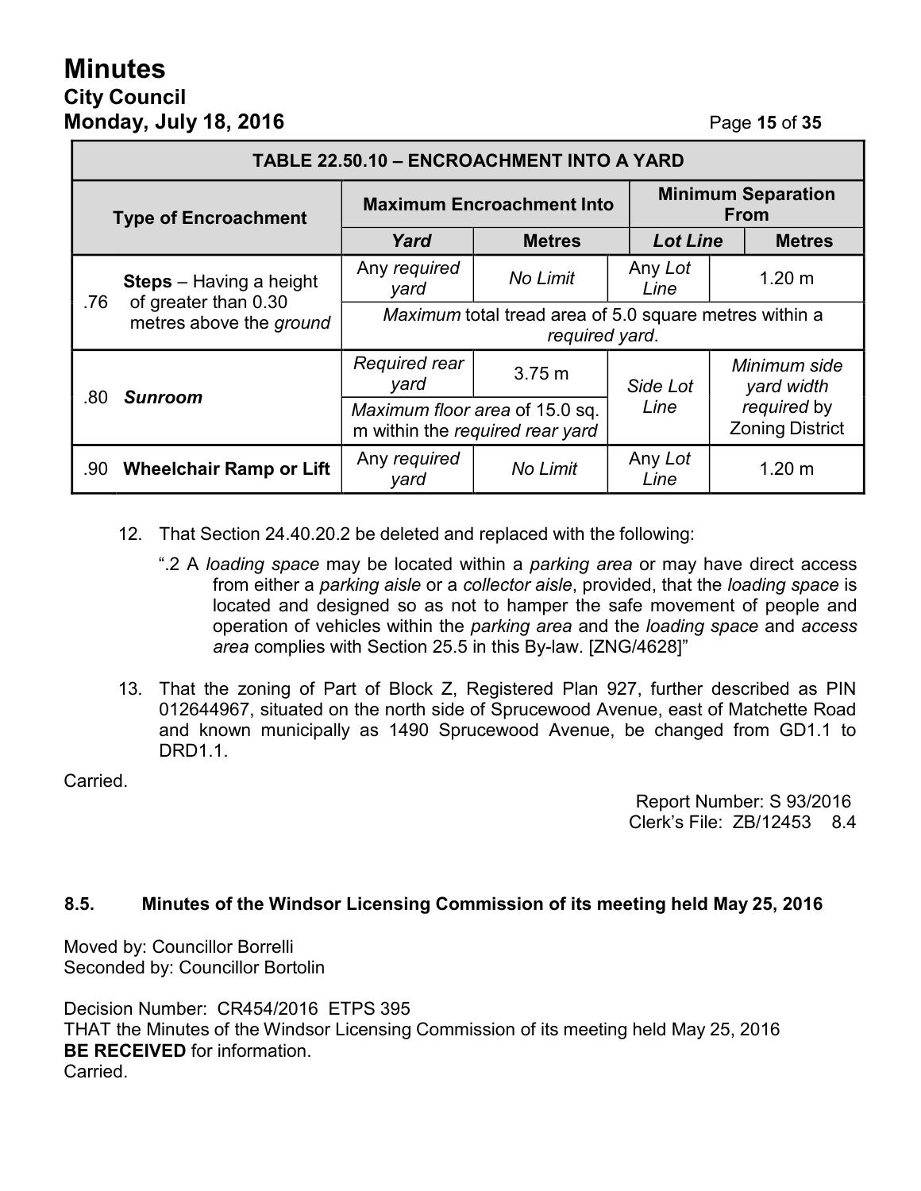| TABLE 22.50.10 – ENCROACHMENT INTO A YARD | | | | | |
|---|---|---|---|---|---|
| **Type of Encroachment** | **Maximum Encroachment Into** | | **Minimum Separation From** | | |
| | ***Yard*** | **Metres** | ***Lot Line*** | **Metres** | |
| .76 **Steps** – Having a height of greater than 0.30 metres above the *ground* | Any *required yard* | *No Limit* | Any *Lot Line* | 1.20 m | |
| | *Maximum* total tread area of 5.0 square metres within a *required yard*. | | | | |
| .80 ***Sunroom*** | *Required rear yard* | 3.75 m | *Side Lot Line* | *Minimum side yard width required* by Zoning District | |
| | *Maximum floor area* of 15.0 sq. m within the *required rear yard* | | | | |
| .90 **Wheelchair Ramp or Lift** | Any *required yard* | *No Limit* | Any *Lot Line* | 1.20 m | |

12. That Section 24.40.20.2 be deleted and replaced with the following:

    ".2 A *loading space* may be located within a *parking area* or may have direct access from either a *parking aisle* or a *collector aisle*, provided, that the *loading space* is located and designed so as not to hamper the safe movement of people and operation of vehicles within the *parking area* and the *loading space* and *access area* complies with Section 25.5 in this By-law. [ZNG/4628]"

13. That the zoning of Part of Block Z, Registered Plan 927, further described as PIN 012644967, situated on the north side of Sprucewood Avenue, east of Matchette Road and known municipally as 1490 Sprucewood Avenue, be changed from GD1.1 to DRD1.1.

Carried.

Report Number: S 93/2016
Clerk's File: ZB/12453 8.4

### 8.5. Minutes of the Windsor Licensing Commission of its meeting held May 25, 2016

Moved by: Councillor Borrelli
Seconded by: Councillor Bortolin

Decision Number: CR454/2016 ETPS 395
THAT the Minutes of the Windsor Licensing Commission of its meeting held May 25, 2016 **BE RECEIVED** for information.
Carried.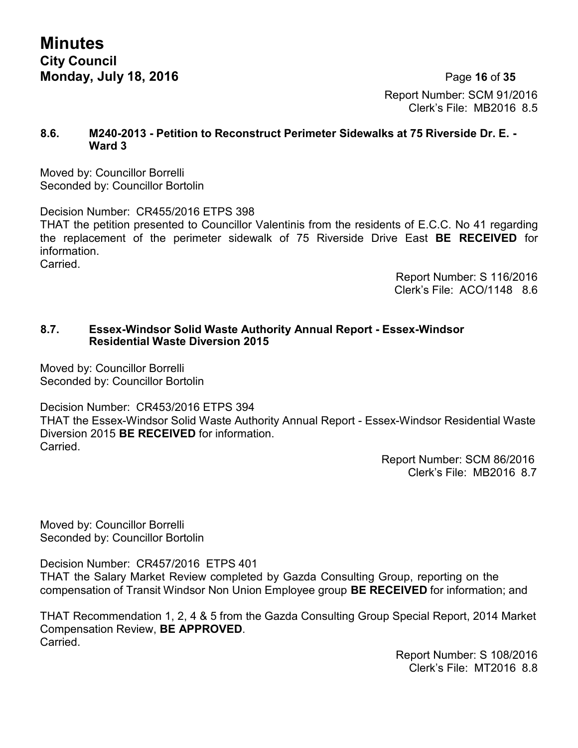Report Number: SCM 91/2016
Clerk's File: MB2016 8.5

### 8.6. M240-2013 - Petition to Reconstruct Perimeter Sidewalks at 75 Riverside Dr. E. - Ward 3

Moved by: Councillor Borrelli
Seconded by: Councillor Bortolin

Decision Number: CR455/2016 ETPS 398
THAT the petition presented to Councillor Valentinis from the residents of E.C.C. No 41 regarding the replacement of the perimeter sidewalk of 75 Riverside Drive East **BE RECEIVED** for information.
Carried.

Report Number: S 116/2016
Clerk's File: ACO/1148 8.6

### 8.7. Essex-Windsor Solid Waste Authority Annual Report - Essex-Windsor Residential Waste Diversion 2015

Moved by: Councillor Borrelli
Seconded by: Councillor Bortolin

Decision Number: CR453/2016 ETPS 394
THAT the Essex-Windsor Solid Waste Authority Annual Report - Essex-Windsor Residential Waste Diversion 2015 **BE RECEIVED** for information.
Carried.

Report Number: SCM 86/2016
Clerk's File: MB2016 8.7

Moved by: Councillor Borrelli
Seconded by: Councillor Bortolin

Decision Number: CR457/2016 ETPS 401
THAT the Salary Market Review completed by Gazda Consulting Group, reporting on the compensation of Transit Windsor Non Union Employee group **BE RECEIVED** for information; and

THAT Recommendation 1, 2, 4 & 5 from the Gazda Consulting Group Special Report, 2014 Market Compensation Review, **BE APPROVED**.
Carried.

Report Number: S 108/2016
Clerk's File: MT2016 8.8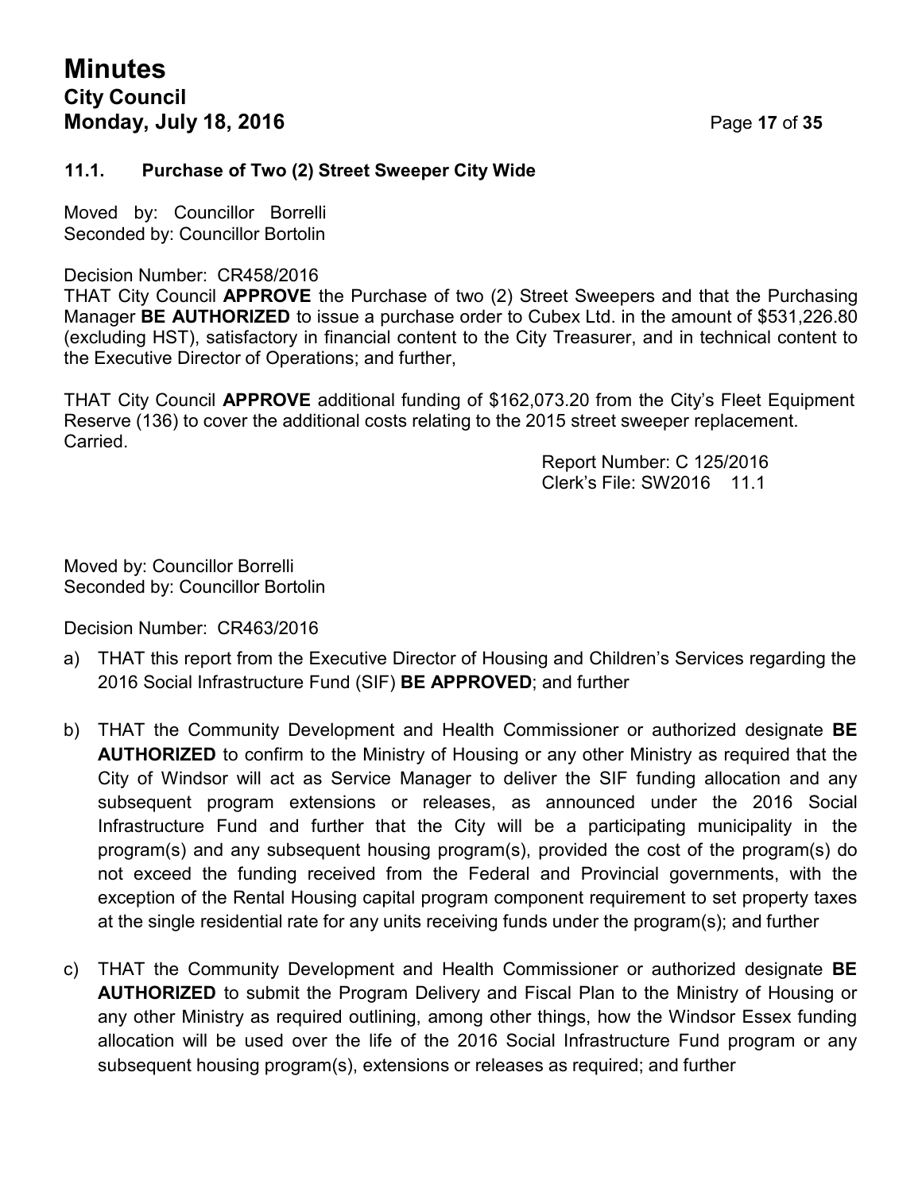### 11.1. Purchase of Two (2) Street Sweeper City Wide

Moved by: Councillor Borrelli
Seconded by: Councillor Bortolin

Decision Number: CR458/2016
THAT City Council **APPROVE** the Purchase of two (2) Street Sweepers and that the Purchasing Manager **BE AUTHORIZED** to issue a purchase order to Cubex Ltd. in the amount of $531,226.80 (excluding HST), satisfactory in financial content to the City Treasurer, and in technical content to the Executive Director of Operations; and further,

THAT City Council **APPROVE** additional funding of $162,073.20 from the City's Fleet Equipment Reserve (136) to cover the additional costs relating to the 2015 street sweeper replacement.
Carried.

Report Number: C 125/2016
Clerk's File: SW2016 11.1

Moved by: Councillor Borrelli
Seconded by: Councillor Bortolin

Decision Number: CR463/2016

a) THAT this report from the Executive Director of Housing and Children's Services regarding the 2016 Social Infrastructure Fund (SIF) **BE APPROVED**; and further

b) THAT the Community Development and Health Commissioner or authorized designate **BE AUTHORIZED** to confirm to the Ministry of Housing or any other Ministry as required that the City of Windsor will act as Service Manager to deliver the SIF funding allocation and any subsequent program extensions or releases, as announced under the 2016 Social Infrastructure Fund and further that the City will be a participating municipality in the program(s) and any subsequent housing program(s), provided the cost of the program(s) do not exceed the funding received from the Federal and Provincial governments, with the exception of the Rental Housing capital program component requirement to set property taxes at the single residential rate for any units receiving funds under the program(s); and further

c) THAT the Community Development and Health Commissioner or authorized designate **BE AUTHORIZED** to submit the Program Delivery and Fiscal Plan to the Ministry of Housing or any other Ministry as required outlining, among other things, how the Windsor Essex funding allocation will be used over the life of the 2016 Social Infrastructure Fund program or any subsequent housing program(s), extensions or releases as required; and further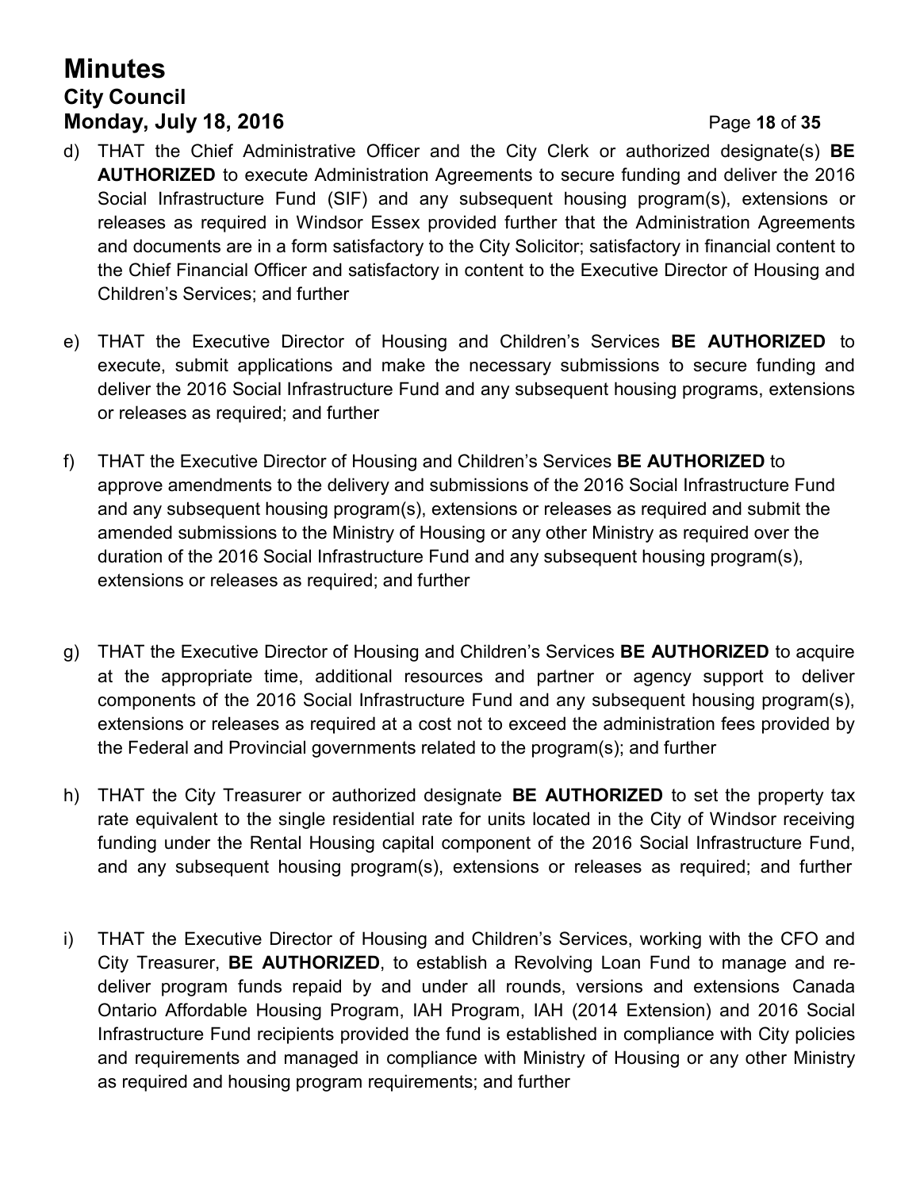d) THAT the Chief Administrative Officer and the City Clerk or authorized designate(s) **BE AUTHORIZED** to execute Administration Agreements to secure funding and deliver the 2016 Social Infrastructure Fund (SIF) and any subsequent housing program(s), extensions or releases as required in Windsor Essex provided further that the Administration Agreements and documents are in a form satisfactory to the City Solicitor; satisfactory in financial content to the Chief Financial Officer and satisfactory in content to the Executive Director of Housing and Children's Services; and further

e) THAT the Executive Director of Housing and Children's Services **BE AUTHORIZED** to execute, submit applications and make the necessary submissions to secure funding and deliver the 2016 Social Infrastructure Fund and any subsequent housing programs, extensions or releases as required; and further

f) THAT the Executive Director of Housing and Children's Services **BE AUTHORIZED** to approve amendments to the delivery and submissions of the 2016 Social Infrastructure Fund and any subsequent housing program(s), extensions or releases as required and submit the amended submissions to the Ministry of Housing or any other Ministry as required over the duration of the 2016 Social Infrastructure Fund and any subsequent housing program(s), extensions or releases as required; and further

g) THAT the Executive Director of Housing and Children's Services **BE AUTHORIZED** to acquire at the appropriate time, additional resources and partner or agency support to deliver components of the 2016 Social Infrastructure Fund and any subsequent housing program(s), extensions or releases as required at a cost not to exceed the administration fees provided by the Federal and Provincial governments related to the program(s); and further

h) THAT the City Treasurer or authorized designate **BE AUTHORIZED** to set the property tax rate equivalent to the single residential rate for units located in the City of Windsor receiving funding under the Rental Housing capital component of the 2016 Social Infrastructure Fund, and any subsequent housing program(s), extensions or releases as required; and further

i) THAT the Executive Director of Housing and Children's Services, working with the CFO and City Treasurer, **BE AUTHORIZED**, to establish a Revolving Loan Fund to manage and re-deliver program funds repaid by and under all rounds, versions and extensions Canada Ontario Affordable Housing Program, IAH Program, IAH (2014 Extension) and 2016 Social Infrastructure Fund recipients provided the fund is established in compliance with City policies and requirements and managed in compliance with Ministry of Housing or any other Ministry as required and housing program requirements; and further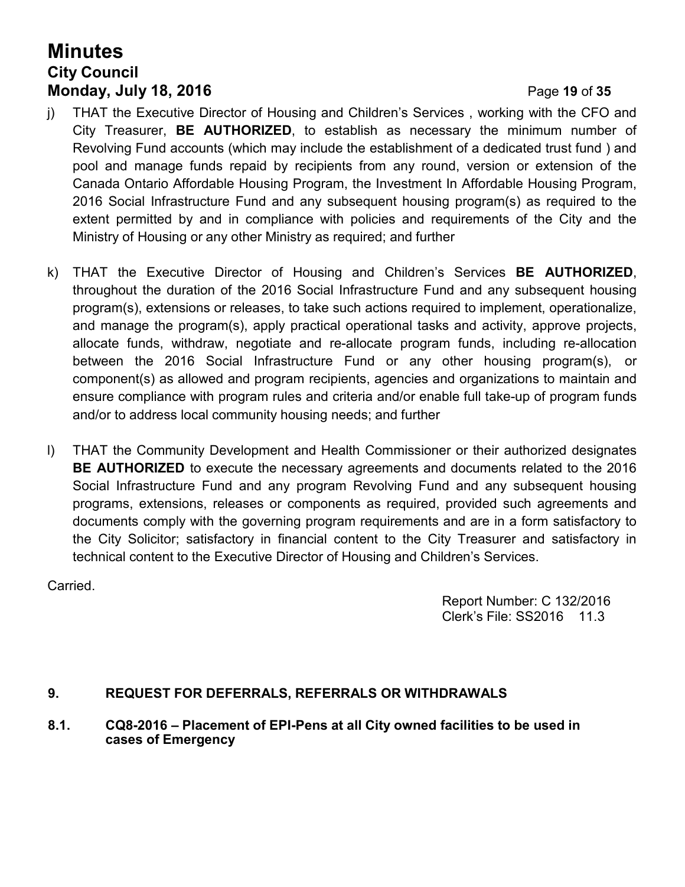j) THAT the Executive Director of Housing and Children's Services , working with the CFO and City Treasurer, **BE AUTHORIZED**, to establish as necessary the minimum number of Revolving Fund accounts (which may include the establishment of a dedicated trust fund ) and pool and manage funds repaid by recipients from any round, version or extension of the Canada Ontario Affordable Housing Program, the Investment In Affordable Housing Program, 2016 Social Infrastructure Fund and any subsequent housing program(s) as required to the extent permitted by and in compliance with policies and requirements of the City and the Ministry of Housing or any other Ministry as required; and further

k) THAT the Executive Director of Housing and Children's Services **BE AUTHORIZED**, throughout the duration of the 2016 Social Infrastructure Fund and any subsequent housing program(s), extensions or releases, to take such actions required to implement, operationalize, and manage the program(s), apply practical operational tasks and activity, approve projects, allocate funds, withdraw, negotiate and re-allocate program funds, including re-allocation between the 2016 Social Infrastructure Fund or any other housing program(s), or component(s) as allowed and program recipients, agencies and organizations to maintain and ensure compliance with program rules and criteria and/or enable full take-up of program funds and/or to address local community housing needs; and further

l) THAT the Community Development and Health Commissioner or their authorized designates **BE AUTHORIZED** to execute the necessary agreements and documents related to the 2016 Social Infrastructure Fund and any program Revolving Fund and any subsequent housing programs, extensions, releases or components as required, provided such agreements and documents comply with the governing program requirements and are in a form satisfactory to the City Solicitor; satisfactory in financial content to the City Treasurer and satisfactory in technical content to the Executive Director of Housing and Children's Services.

Carried.

Report Number: C 132/2016
Clerk's File: SS2016 11.3

## 9. REQUEST FOR DEFERRALS, REFERRALS OR WITHDRAWALS

### 8.1. CQ8-2016 – Placement of EPI-Pens at all City owned facilities to be used in cases of Emergency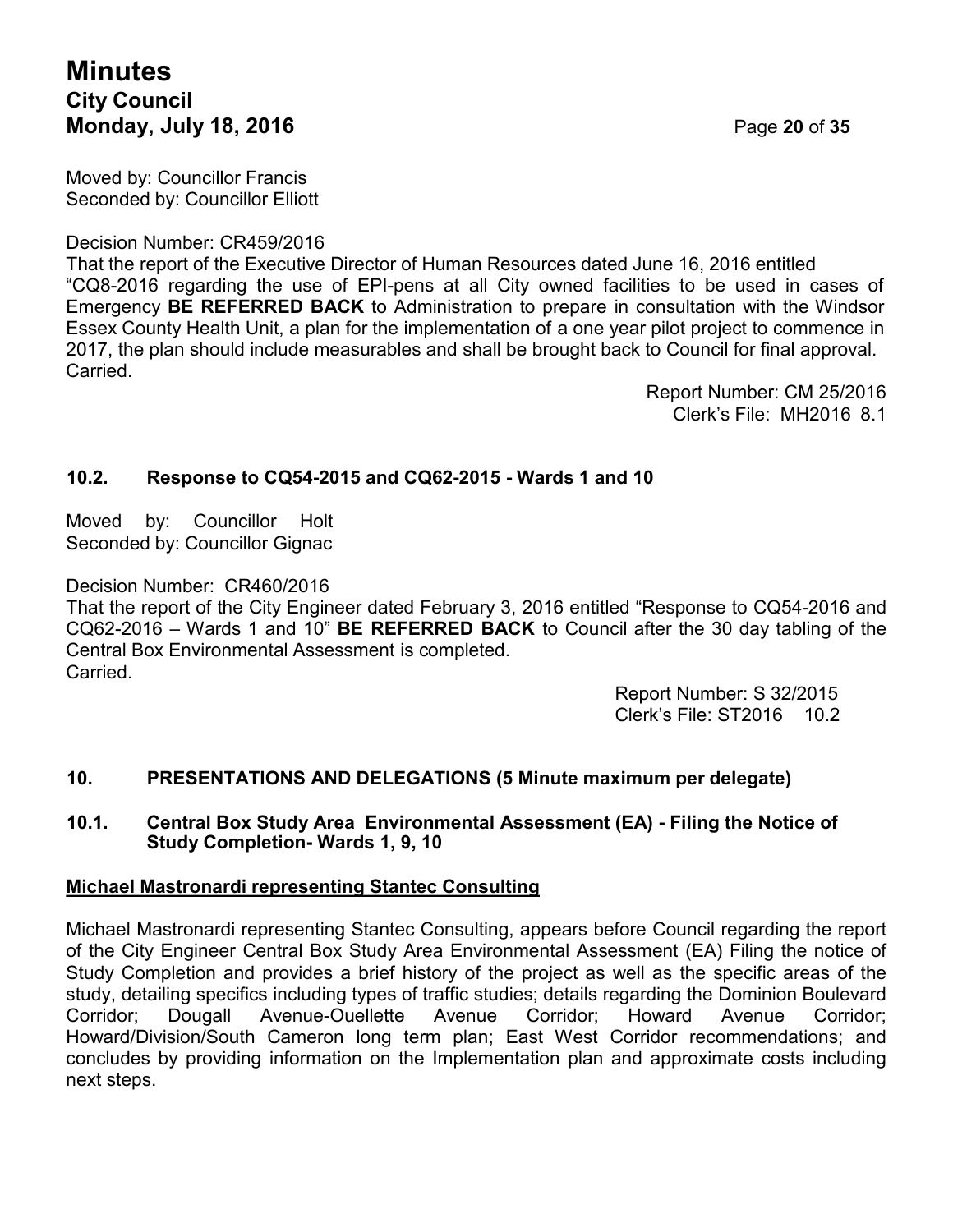Moved by: Councillor Francis
Seconded by: Councillor Elliott

Decision Number: CR459/2016
That the report of the Executive Director of Human Resources dated June 16, 2016 entitled "CQ8-2016 regarding the use of EPI-pens at all City owned facilities to be used in cases of Emergency **BE REFERRED BACK** to Administration to prepare in consultation with the Windsor Essex County Health Unit, a plan for the implementation of a one year pilot project to commence in 2017, the plan should include measurables and shall be brought back to Council for final approval.
Carried.

Report Number: CM 25/2016
Clerk's File: MH2016 8.1

### 10.2. Response to CQ54-2015 and CQ62-2015 - Wards 1 and 10

Moved by: Councillor Holt
Seconded by: Councillor Gignac

Decision Number: CR460/2016
That the report of the City Engineer dated February 3, 2016 entitled "Response to CQ54-2016 and CQ62-2016 – Wards 1 and 10" **BE REFERRED BACK** to Council after the 30 day tabling of the Central Box Environmental Assessment is completed.
Carried.

Report Number: S 32/2015
Clerk's File: ST2016 10.2

## 10. PRESENTATIONS AND DELEGATIONS (5 Minute maximum per delegate)

### 10.1. Central Box Study Area Environmental Assessment (EA) - Filing the Notice of Study Completion- Wards 1, 9, 10

**Michael Mastronardi representing Stantec Consulting**

Michael Mastronardi representing Stantec Consulting, appears before Council regarding the report of the City Engineer Central Box Study Area Environmental Assessment (EA) Filing the notice of Study Completion and provides a brief history of the project as well as the specific areas of the study, detailing specifics including types of traffic studies; details regarding the Dominion Boulevard Corridor; Dougall Avenue-Ouellette Avenue Corridor; Howard Avenue Corridor; Howard/Division/South Cameron long term plan; East West Corridor recommendations; and concludes by providing information on the Implementation plan and approximate costs including next steps.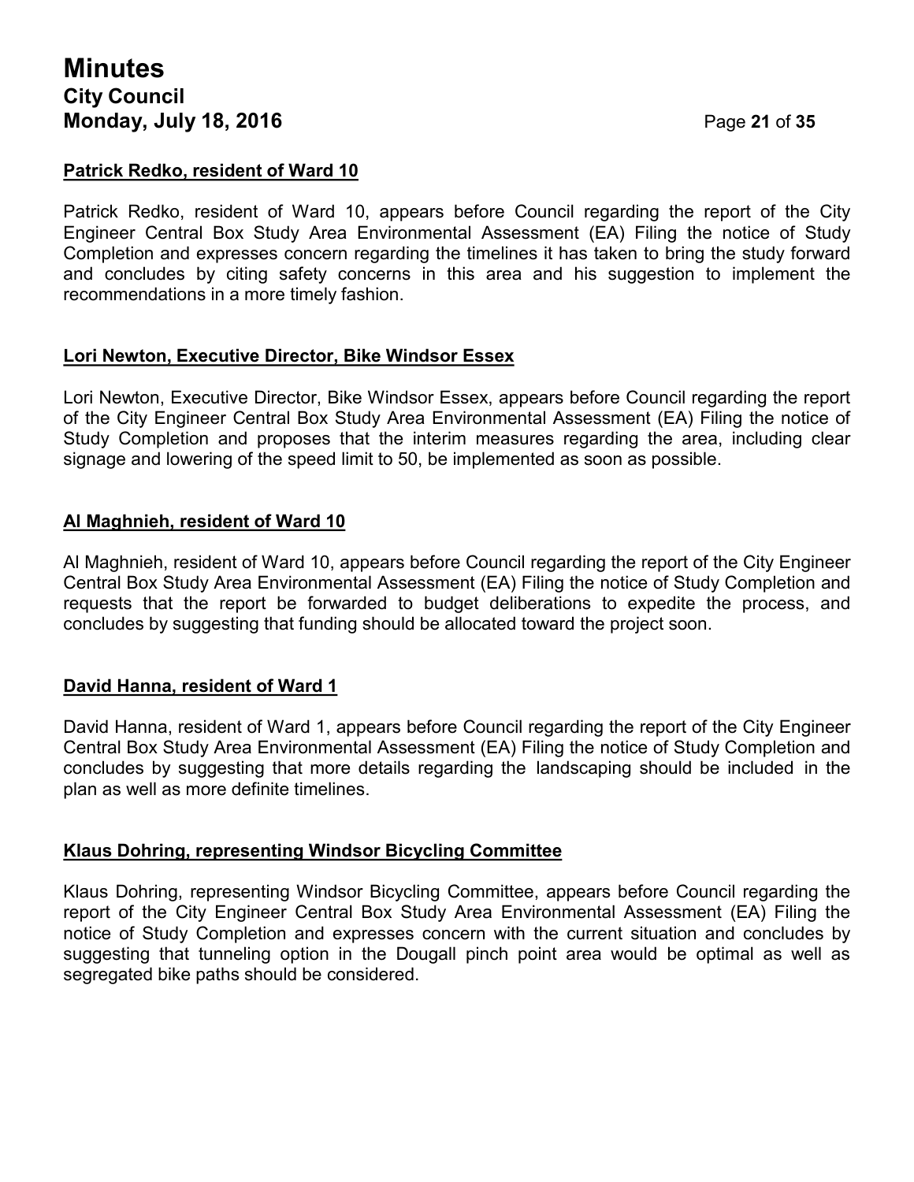**Patrick Redko, resident of Ward 10**

Patrick Redko, resident of Ward 10, appears before Council regarding the report of the City Engineer Central Box Study Area Environmental Assessment (EA) Filing the notice of Study Completion and expresses concern regarding the timelines it has taken to bring the study forward and concludes by citing safety concerns in this area and his suggestion to implement the recommendations in a more timely fashion.

**Lori Newton, Executive Director, Bike Windsor Essex**

Lori Newton, Executive Director, Bike Windsor Essex, appears before Council regarding the report of the City Engineer Central Box Study Area Environmental Assessment (EA) Filing the notice of Study Completion and proposes that the interim measures regarding the area, including clear signage and lowering of the speed limit to 50, be implemented as soon as possible.

**Al Maghnieh, resident of Ward 10**

Al Maghnieh, resident of Ward 10, appears before Council regarding the report of the City Engineer Central Box Study Area Environmental Assessment (EA) Filing the notice of Study Completion and requests that the report be forwarded to budget deliberations to expedite the process, and concludes by suggesting that funding should be allocated toward the project soon.

**David Hanna, resident of Ward 1**

David Hanna, resident of Ward 1, appears before Council regarding the report of the City Engineer Central Box Study Area Environmental Assessment (EA) Filing the notice of Study Completion and concludes by suggesting that more details regarding the landscaping should be included in the plan as well as more definite timelines.

**Klaus Dohring, representing Windsor Bicycling Committee**

Klaus Dohring, representing Windsor Bicycling Committee, appears before Council regarding the report of the City Engineer Central Box Study Area Environmental Assessment (EA) Filing the notice of Study Completion and expresses concern with the current situation and concludes by suggesting that tunneling option in the Dougall pinch point area would be optimal as well as segregated bike paths should be considered.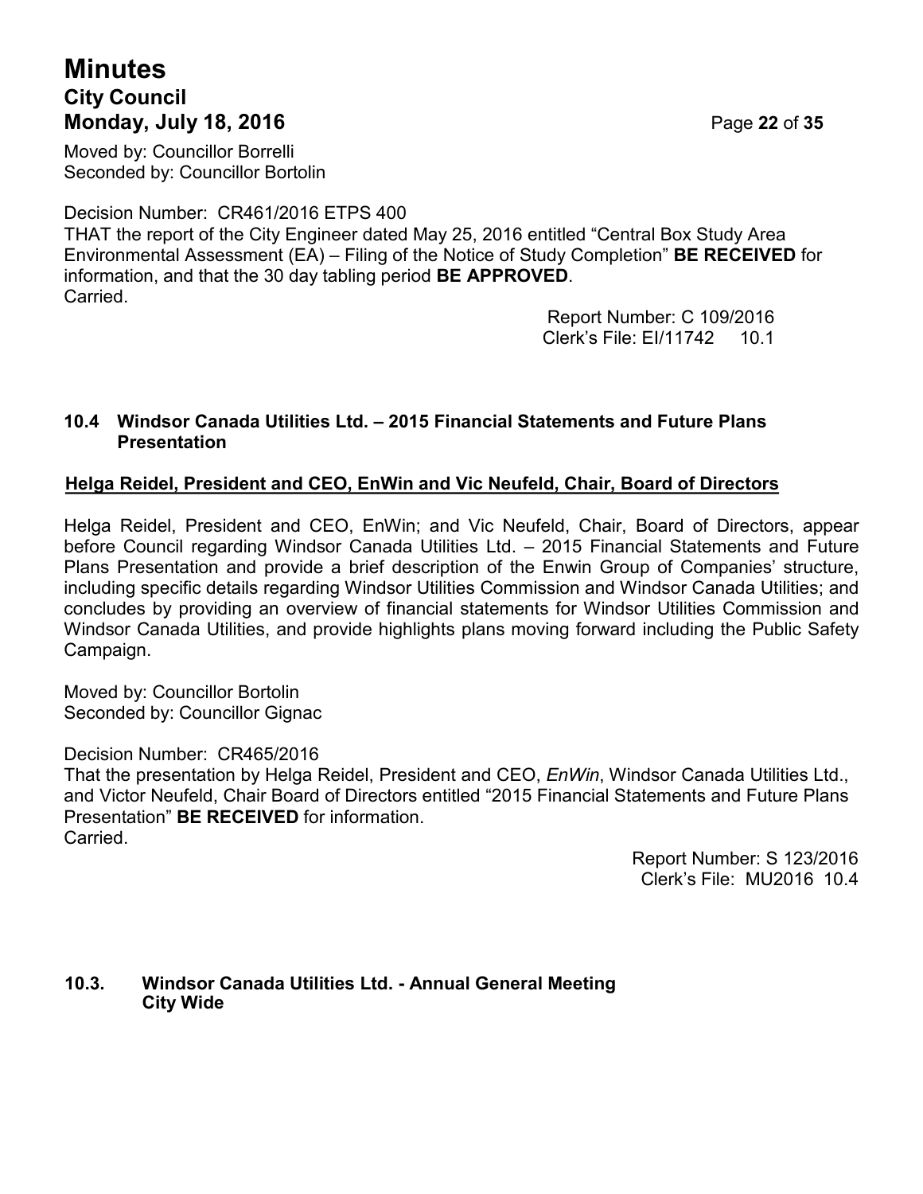Moved by: Councillor Borrelli
Seconded by: Councillor Bortolin

Decision Number: CR461/2016 ETPS 400
THAT the report of the City Engineer dated May 25, 2016 entitled "Central Box Study Area Environmental Assessment (EA) – Filing of the Notice of Study Completion" **BE RECEIVED** for information, and that the 30 day tabling period **BE APPROVED**.
Carried.

Report Number: C 109/2016
Clerk's File: EI/11742 10.1

### 10.4 Windsor Canada Utilities Ltd. – 2015 Financial Statements and Future Plans Presentation

**Helga Reidel, President and CEO, EnWin and Vic Neufeld, Chair, Board of Directors**

Helga Reidel, President and CEO, EnWin; and Vic Neufeld, Chair, Board of Directors, appear before Council regarding Windsor Canada Utilities Ltd. – 2015 Financial Statements and Future Plans Presentation and provide a brief description of the Enwin Group of Companies' structure, including specific details regarding Windsor Utilities Commission and Windsor Canada Utilities; and concludes by providing an overview of financial statements for Windsor Utilities Commission and Windsor Canada Utilities, and provide highlights plans moving forward including the Public Safety Campaign.

Moved by: Councillor Bortolin
Seconded by: Councillor Gignac

Decision Number: CR465/2016
That the presentation by Helga Reidel, President and CEO, *EnWin*, Windsor Canada Utilities Ltd., and Victor Neufeld, Chair Board of Directors entitled "2015 Financial Statements and Future Plans Presentation" **BE RECEIVED** for information.
Carried.

Report Number: S 123/2016
Clerk's File: MU2016 10.4

### 10.3. Windsor Canada Utilities Ltd. - Annual General Meeting City Wide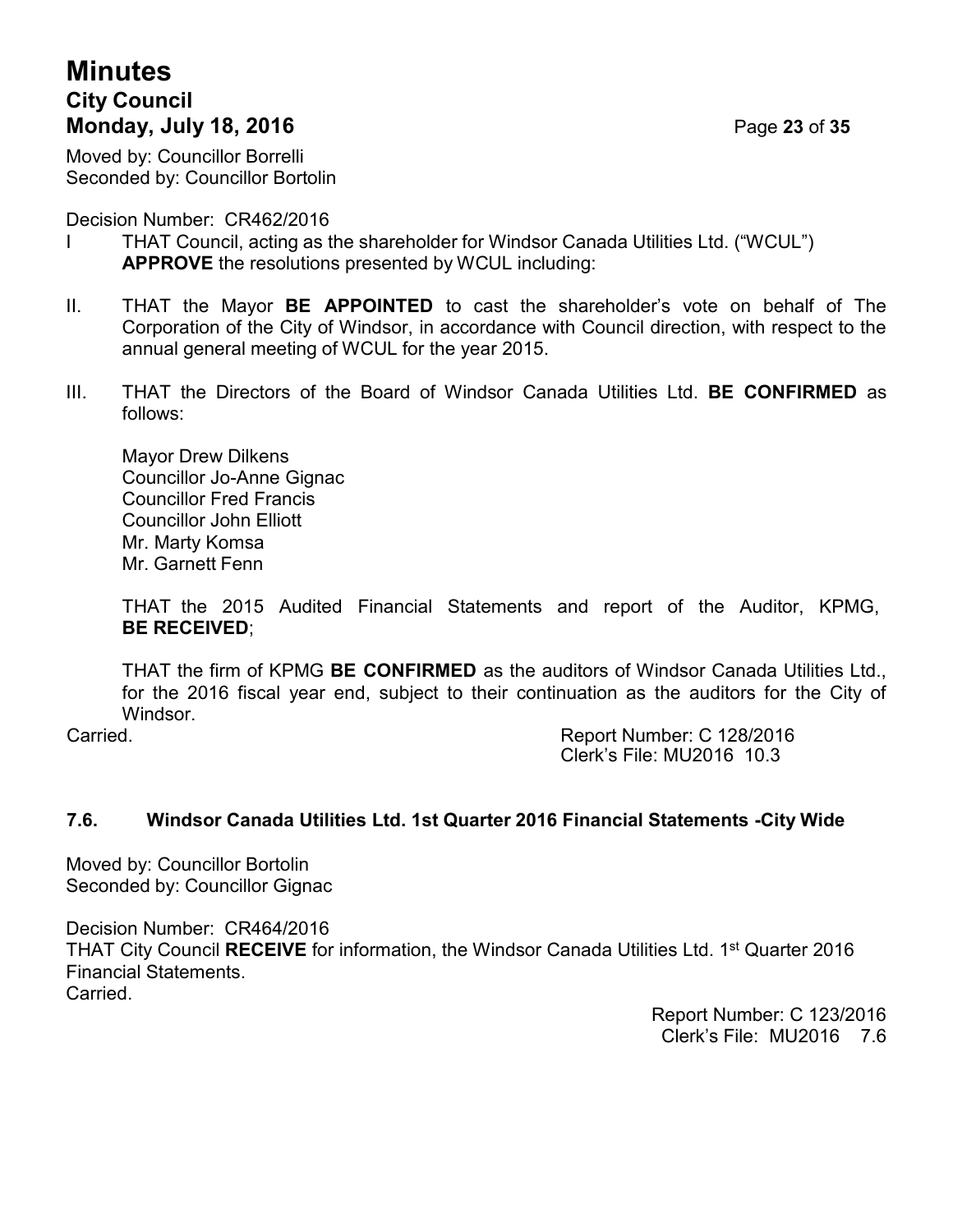Moved by: Councillor Borrelli
Seconded by: Councillor Bortolin

Decision Number: CR462/2016

I THAT Council, acting as the shareholder for Windsor Canada Utilities Ltd. ("WCUL") **APPROVE** the resolutions presented by WCUL including:

II. THAT the Mayor **BE APPOINTED** to cast the shareholder's vote on behalf of The Corporation of the City of Windsor, in accordance with Council direction, with respect to the annual general meeting of WCUL for the year 2015.

III. THAT the Directors of the Board of Windsor Canada Utilities Ltd. **BE CONFIRMED** as follows:

Mayor Drew Dilkens
Councillor Jo-Anne Gignac
Councillor Fred Francis
Councillor John Elliott
Mr. Marty Komsa
Mr. Garnett Fenn

THAT the 2015 Audited Financial Statements and report of the Auditor, KPMG, **BE RECEIVED**;

THAT the firm of KPMG **BE CONFIRMED** as the auditors of Windsor Canada Utilities Ltd., for the 2016 fiscal year end, subject to their continuation as the auditors for the City of Windsor.

Carried.

Report Number: C 128/2016
Clerk's File: MU2016 10.3

### 7.6. Windsor Canada Utilities Ltd. 1st Quarter 2016 Financial Statements -City Wide

Moved by: Councillor Bortolin
Seconded by: Councillor Gignac

Decision Number: CR464/2016
THAT City Council **RECEIVE** for information, the Windsor Canada Utilities Ltd. 1st Quarter 2016 Financial Statements.
Carried.

Report Number: C 123/2016
Clerk's File: MU2016 7.6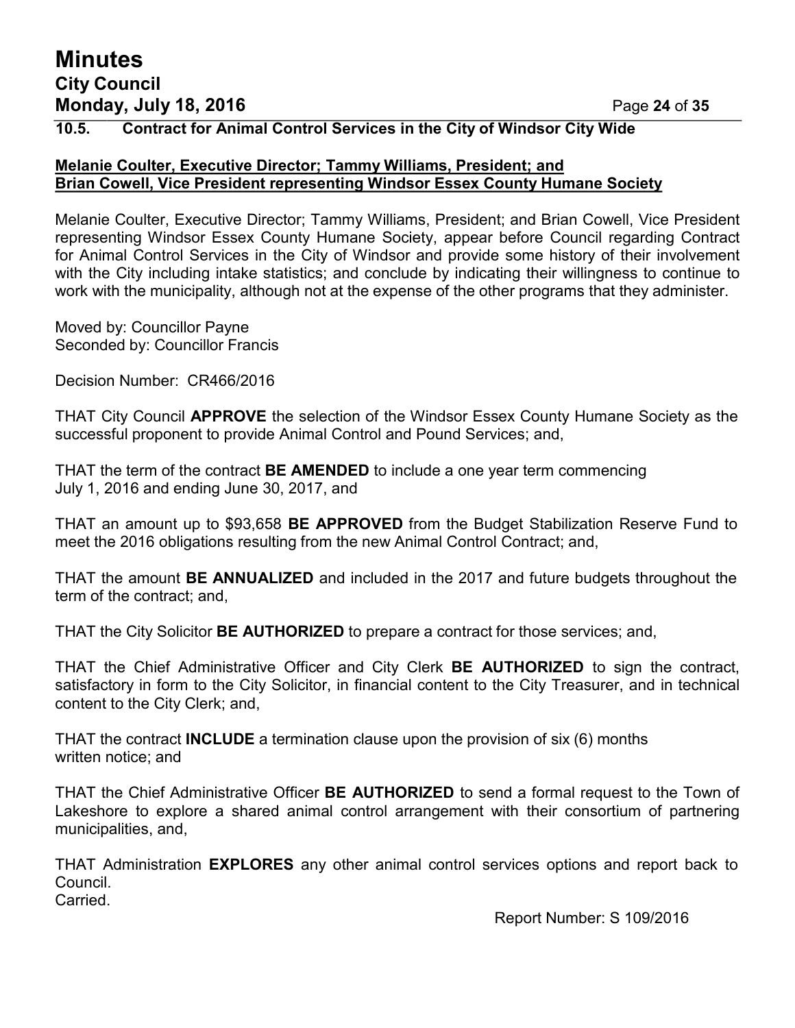## 10.5. Contract for Animal Control Services in the City of Windsor City Wide

**Melanie Coulter, Executive Director; Tammy Williams, President; and Brian Cowell, Vice President representing Windsor Essex County Humane Society**

Melanie Coulter, Executive Director; Tammy Williams, President; and Brian Cowell, Vice President representing Windsor Essex County Humane Society, appear before Council regarding Contract for Animal Control Services in the City of Windsor and provide some history of their involvement with the City including intake statistics; and conclude by indicating their willingness to continue to work with the municipality, although not at the expense of the other programs that they administer.

Moved by: Councillor Payne
Seconded by: Councillor Francis

Decision Number: CR466/2016

THAT City Council **APPROVE** the selection of the Windsor Essex County Humane Society as the successful proponent to provide Animal Control and Pound Services; and,

THAT the term of the contract **BE AMENDED** to include a one year term commencing July 1, 2016 and ending June 30, 2017, and

THAT an amount up to $93,658 **BE APPROVED** from the Budget Stabilization Reserve Fund to meet the 2016 obligations resulting from the new Animal Control Contract; and,

THAT the amount **BE ANNUALIZED** and included in the 2017 and future budgets throughout the term of the contract; and,

THAT the City Solicitor **BE AUTHORIZED** to prepare a contract for those services; and,

THAT the Chief Administrative Officer and City Clerk **BE AUTHORIZED** to sign the contract, satisfactory in form to the City Solicitor, in financial content to the City Treasurer, and in technical content to the City Clerk; and,

THAT the contract **INCLUDE** a termination clause upon the provision of six (6) months written notice; and

THAT the Chief Administrative Officer **BE AUTHORIZED** to send a formal request to the Town of Lakeshore to explore a shared animal control arrangement with their consortium of partnering municipalities, and,

THAT Administration **EXPLORES** any other animal control services options and report back to Council.
Carried.

Report Number: S 109/2016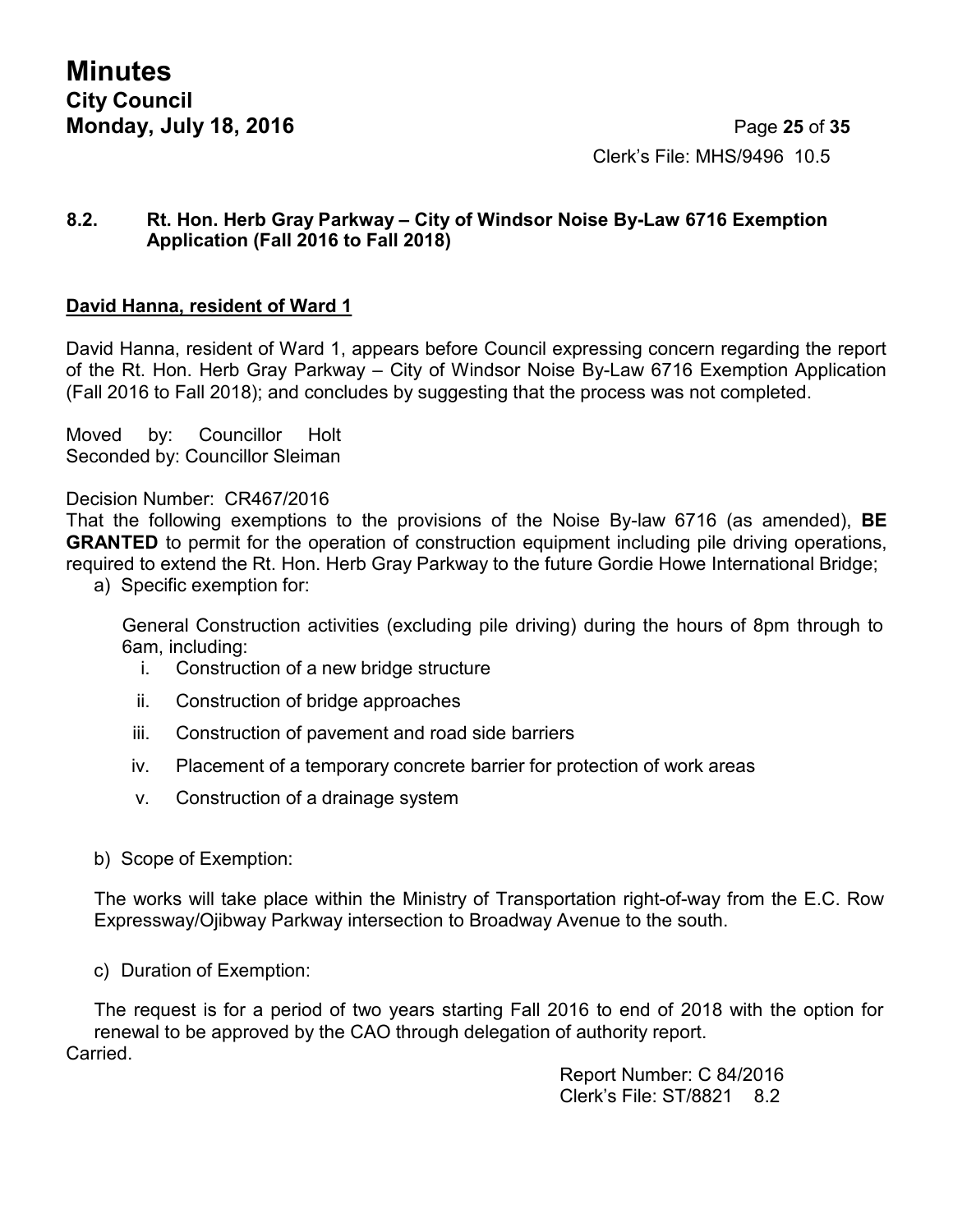Clerk's File: MHS/9496 10.5

### 8.2. Rt. Hon. Herb Gray Parkway – City of Windsor Noise By-Law 6716 Exemption Application (Fall 2016 to Fall 2018)

**David Hanna, resident of Ward 1**

David Hanna, resident of Ward 1, appears before Council expressing concern regarding the report of the Rt. Hon. Herb Gray Parkway – City of Windsor Noise By-Law 6716 Exemption Application (Fall 2016 to Fall 2018); and concludes by suggesting that the process was not completed.

Moved by: Councillor Holt
Seconded by: Councillor Sleiman

Decision Number: CR467/2016
That the following exemptions to the provisions of the Noise By-law 6716 (as amended), **BE GRANTED** to permit for the operation of construction equipment including pile driving operations, required to extend the Rt. Hon. Herb Gray Parkway to the future Gordie Howe International Bridge;

a) Specific exemption for:

General Construction activities (excluding pile driving) during the hours of 8pm through to 6am, including:

i. Construction of a new bridge structure
ii. Construction of bridge approaches
iii. Construction of pavement and road side barriers
iv. Placement of a temporary concrete barrier for protection of work areas
v. Construction of a drainage system

b) Scope of Exemption:

The works will take place within the Ministry of Transportation right-of-way from the E.C. Row Expressway/Ojibway Parkway intersection to Broadway Avenue to the south.

c) Duration of Exemption:

The request is for a period of two years starting Fall 2016 to end of 2018 with the option for renewal to be approved by the CAO through delegation of authority report.

Carried.

Report Number: C 84/2016
Clerk's File: ST/8821 8.2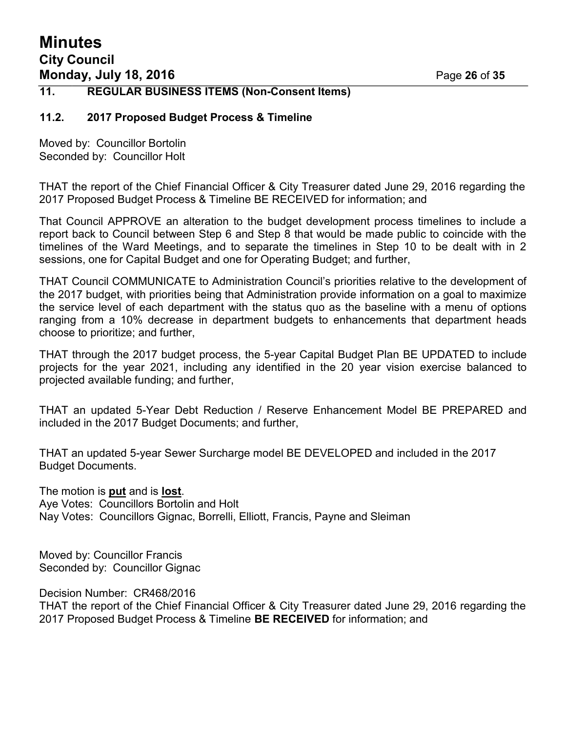## 11. REGULAR BUSINESS ITEMS (Non-Consent Items)

### 11.2. 2017 Proposed Budget Process & Timeline

Moved by: Councillor Bortolin
Seconded by: Councillor Holt

THAT the report of the Chief Financial Officer & City Treasurer dated June 29, 2016 regarding the 2017 Proposed Budget Process & Timeline BE RECEIVED for information; and

That Council APPROVE an alteration to the budget development process timelines to include a report back to Council between Step 6 and Step 8 that would be made public to coincide with the timelines of the Ward Meetings, and to separate the timelines in Step 10 to be dealt with in 2 sessions, one for Capital Budget and one for Operating Budget; and further,

THAT Council COMMUNICATE to Administration Council's priorities relative to the development of the 2017 budget, with priorities being that Administration provide information on a goal to maximize the service level of each department with the status quo as the baseline with a menu of options ranging from a 10% decrease in department budgets to enhancements that department heads choose to prioritize; and further,

THAT through the 2017 budget process, the 5-year Capital Budget Plan BE UPDATED to include projects for the year 2021, including any identified in the 20 year vision exercise balanced to projected available funding; and further,

THAT an updated 5-Year Debt Reduction / Reserve Enhancement Model BE PREPARED and included in the 2017 Budget Documents; and further,

THAT an updated 5-year Sewer Surcharge model BE DEVELOPED and included in the 2017 Budget Documents.

The motion is **put** and is **lost**.
Aye Votes: Councillors Bortolin and Holt
Nay Votes: Councillors Gignac, Borrelli, Elliott, Francis, Payne and Sleiman

Moved by: Councillor Francis
Seconded by: Councillor Gignac

Decision Number: CR468/2016
THAT the report of the Chief Financial Officer & City Treasurer dated June 29, 2016 regarding the 2017 Proposed Budget Process & Timeline **BE RECEIVED** for information; and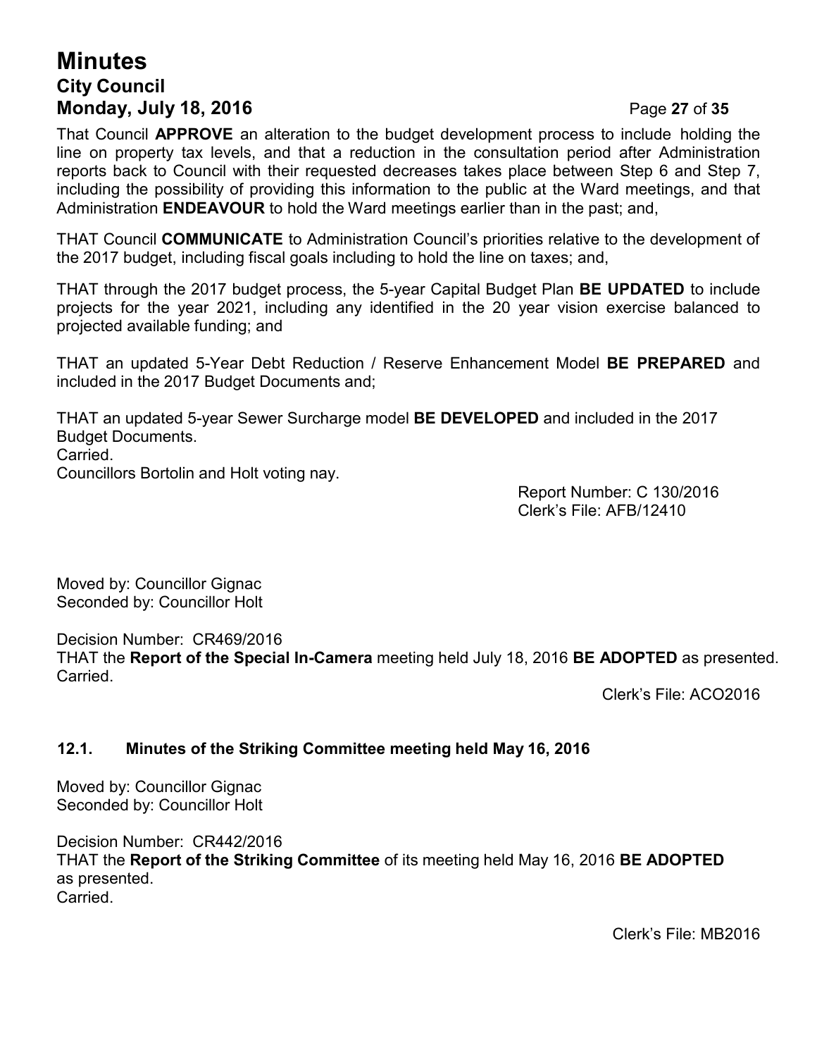That Council **APPROVE** an alteration to the budget development process to include holding the line on property tax levels, and that a reduction in the consultation period after Administration reports back to Council with their requested decreases takes place between Step 6 and Step 7, including the possibility of providing this information to the public at the Ward meetings, and that Administration **ENDEAVOUR** to hold the Ward meetings earlier than in the past; and,

THAT Council **COMMUNICATE** to Administration Council's priorities relative to the development of the 2017 budget, including fiscal goals including to hold the line on taxes; and,

THAT through the 2017 budget process, the 5-year Capital Budget Plan **BE UPDATED** to include projects for the year 2021, including any identified in the 20 year vision exercise balanced to projected available funding; and

THAT an updated 5-Year Debt Reduction / Reserve Enhancement Model **BE PREPARED** and included in the 2017 Budget Documents and;

THAT an updated 5-year Sewer Surcharge model **BE DEVELOPED** and included in the 2017 Budget Documents.
Carried.
Councillors Bortolin and Holt voting nay.

Report Number: C 130/2016
Clerk's File: AFB/12410

Moved by: Councillor Gignac
Seconded by: Councillor Holt

Decision Number: CR469/2016
THAT the **Report of the Special In-Camera** meeting held July 18, 2016 **BE ADOPTED** as presented.
Carried.

Clerk's File: ACO2016

### 12.1. Minutes of the Striking Committee meeting held May 16, 2016

Moved by: Councillor Gignac
Seconded by: Councillor Holt

Decision Number: CR442/2016
THAT the **Report of the Striking Committee** of its meeting held May 16, 2016 **BE ADOPTED** as presented.
Carried.

Clerk's File: MB2016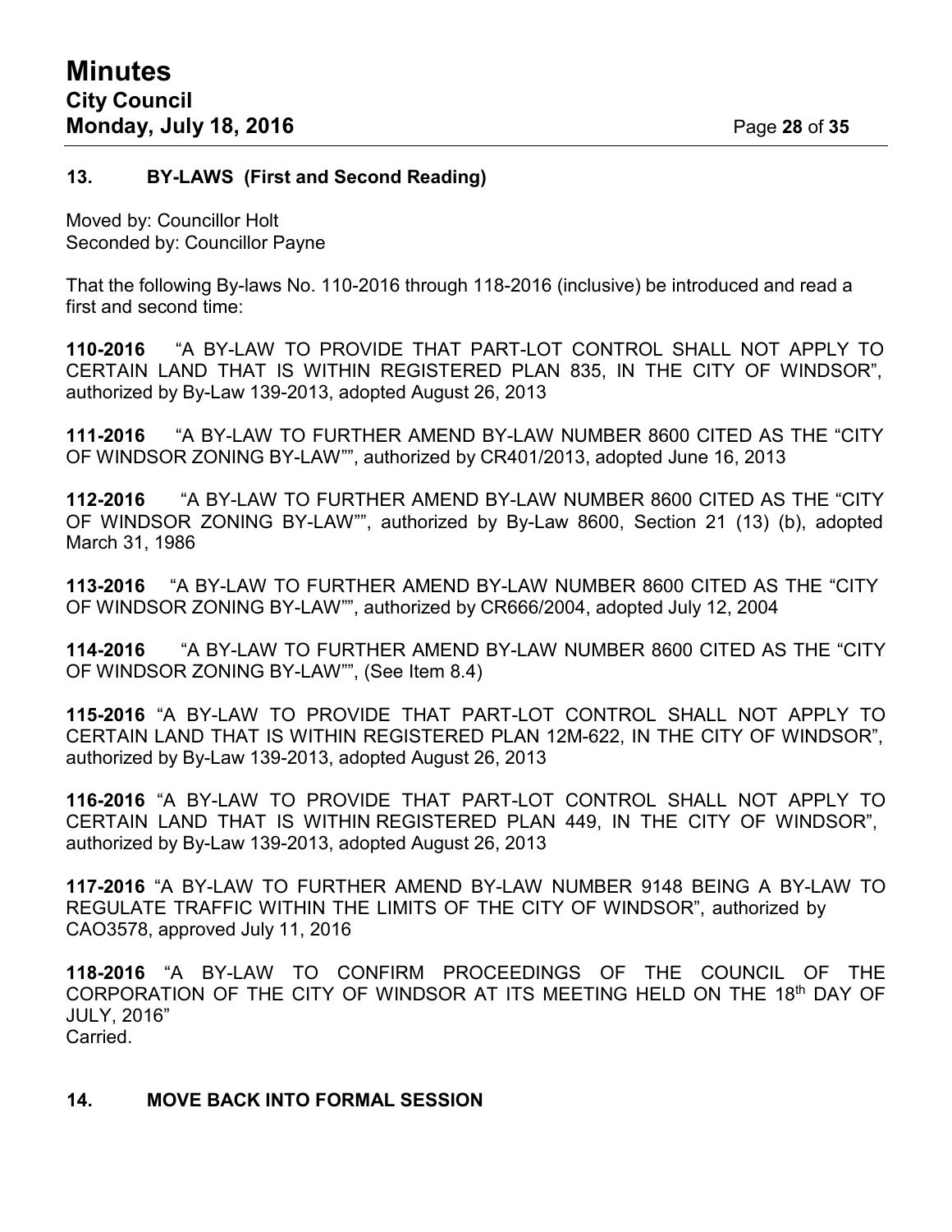## 13. BY-LAWS (First and Second Reading)

Moved by: Councillor Holt
Seconded by: Councillor Payne

That the following By-laws No. 110-2016 through 118-2016 (inclusive) be introduced and read a first and second time:

**110-2016** "A BY-LAW TO PROVIDE THAT PART-LOT CONTROL SHALL NOT APPLY TO CERTAIN LAND THAT IS WITHIN REGISTERED PLAN 835, IN THE CITY OF WINDSOR", authorized by By-Law 139-2013, adopted August 26, 2013

**111-2016** "A BY-LAW TO FURTHER AMEND BY-LAW NUMBER 8600 CITED AS THE "CITY OF WINDSOR ZONING BY-LAW"", authorized by CR401/2013, adopted June 16, 2013

**112-2016** "A BY-LAW TO FURTHER AMEND BY-LAW NUMBER 8600 CITED AS THE "CITY OF WINDSOR ZONING BY-LAW"", authorized by By-Law 8600, Section 21 (13) (b), adopted March 31, 1986

**113-2016** "A BY-LAW TO FURTHER AMEND BY-LAW NUMBER 8600 CITED AS THE "CITY OF WINDSOR ZONING BY-LAW"", authorized by CR666/2004, adopted July 12, 2004

**114-2016** "A BY-LAW TO FURTHER AMEND BY-LAW NUMBER 8600 CITED AS THE "CITY OF WINDSOR ZONING BY-LAW"", (See Item 8.4)

**115-2016** "A BY-LAW TO PROVIDE THAT PART-LOT CONTROL SHALL NOT APPLY TO CERTAIN LAND THAT IS WITHIN REGISTERED PLAN 12M-622, IN THE CITY OF WINDSOR", authorized by By-Law 139-2013, adopted August 26, 2013

**116-2016** "A BY-LAW TO PROVIDE THAT PART-LOT CONTROL SHALL NOT APPLY TO CERTAIN LAND THAT IS WITHIN REGISTERED PLAN 449, IN THE CITY OF WINDSOR", authorized by By-Law 139-2013, adopted August 26, 2013

**117-2016** "A BY-LAW TO FURTHER AMEND BY-LAW NUMBER 9148 BEING A BY-LAW TO REGULATE TRAFFIC WITHIN THE LIMITS OF THE CITY OF WINDSOR", authorized by CAO3578, approved July 11, 2016

**118-2016** "A BY-LAW TO CONFIRM PROCEEDINGS OF THE COUNCIL OF THE CORPORATION OF THE CITY OF WINDSOR AT ITS MEETING HELD ON THE 18th DAY OF JULY, 2016"
Carried.

## 14. MOVE BACK INTO FORMAL SESSION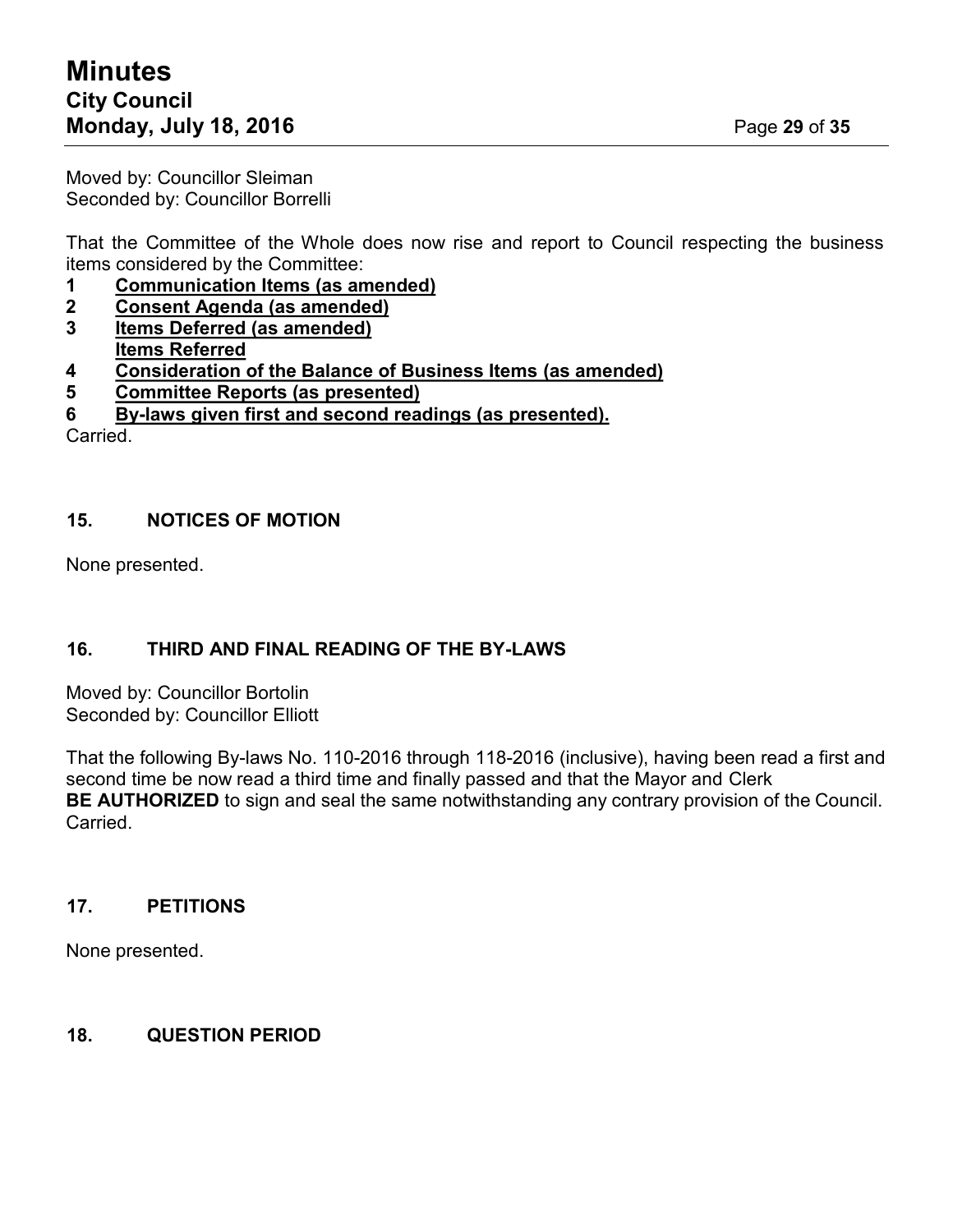Moved by: Councillor Sleiman
Seconded by: Councillor Borrelli

That the Committee of the Whole does now rise and report to Council respecting the business items considered by the Committee:

**1 Communication Items (as amended)**
**2 Consent Agenda (as amended)**
**3 Items Deferred (as amended)**
**Items Referred**
**4 Consideration of the Balance of Business Items (as amended)**
**5 Committee Reports (as presented)**
**6 By-laws given first and second readings (as presented).**

Carried.

## 15. NOTICES OF MOTION

None presented.

## 16. THIRD AND FINAL READING OF THE BY-LAWS

Moved by: Councillor Bortolin
Seconded by: Councillor Elliott

That the following By-laws No. 110-2016 through 118-2016 (inclusive), having been read a first and second time be now read a third time and finally passed and that the Mayor and Clerk **BE AUTHORIZED** to sign and seal the same notwithstanding any contrary provision of the Council.
Carried.

## 17. PETITIONS

None presented.

## 18. QUESTION PERIOD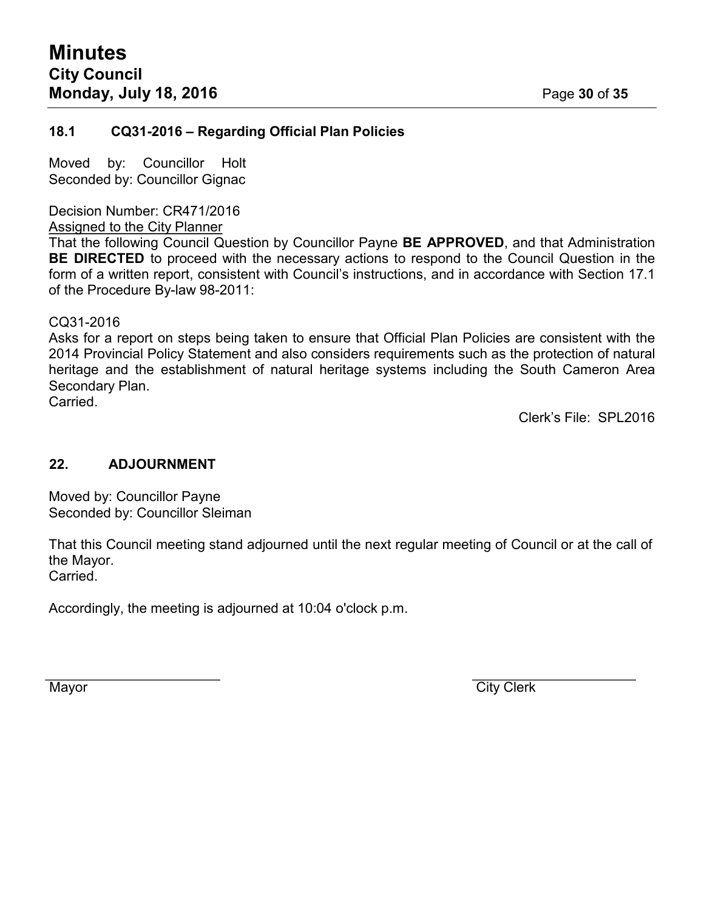### 18.1 CQ31-2016 – Regarding Official Plan Policies

Moved by: Councillor Holt
Seconded by: Councillor Gignac

Decision Number: CR471/2016
Assigned to the City Planner
That the following Council Question by Councillor Payne **BE APPROVED**, and that Administration **BE DIRECTED** to proceed with the necessary actions to respond to the Council Question in the form of a written report, consistent with Council's instructions, and in accordance with Section 17.1 of the Procedure By-law 98-2011:

CQ31-2016
Asks for a report on steps being taken to ensure that Official Plan Policies are consistent with the 2014 Provincial Policy Statement and also considers requirements such as the protection of natural heritage and the establishment of natural heritage systems including the South Cameron Area Secondary Plan.
Carried.

Clerk's File: SPL2016

### 22. ADJOURNMENT

Moved by: Councillor Payne
Seconded by: Councillor Sleiman

That this Council meeting stand adjourned until the next regular meeting of Council or at the call of the Mayor.
Carried.

Accordingly, the meeting is adjourned at 10:04 o'clock p.m.

Mayor

City Clerk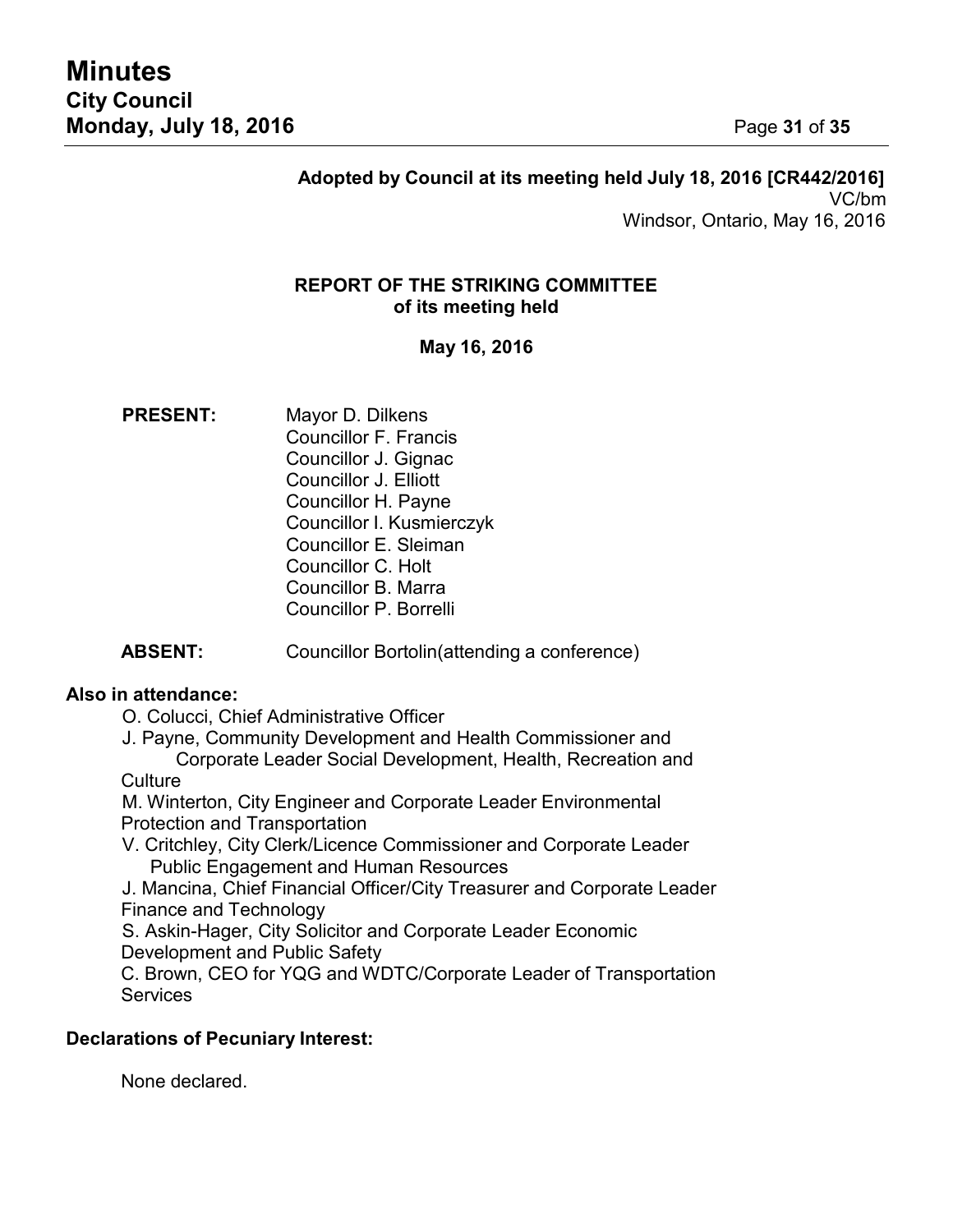**Adopted by Council at its meeting held July 18, 2016 [CR442/2016]**
VC/bm
Windsor, Ontario, May 16, 2016

## REPORT OF THE STRIKING COMMITTEE of its meeting held

**May 16, 2016**

**PRESENT:** Mayor D. Dilkens
Councillor F. Francis
Councillor J. Gignac
Councillor J. Elliott
Councillor H. Payne
Councillor I. Kusmierczyk
Councillor E. Sleiman
Councillor C. Holt
Councillor B. Marra
Councillor P. Borrelli

**ABSENT:** Councillor Bortolin(attending a conference)

**Also in attendance:**

O. Colucci, Chief Administrative Officer
J. Payne, Community Development and Health Commissioner and Corporate Leader Social Development, Health, Recreation and Culture
M. Winterton, City Engineer and Corporate Leader Environmental Protection and Transportation
V. Critchley, City Clerk/Licence Commissioner and Corporate Leader Public Engagement and Human Resources
J. Mancina, Chief Financial Officer/City Treasurer and Corporate Leader Finance and Technology
S. Askin-Hager, City Solicitor and Corporate Leader Economic Development and Public Safety
C. Brown, CEO for YQG and WDTC/Corporate Leader of Transportation Services

**Declarations of Pecuniary Interest:**

None declared.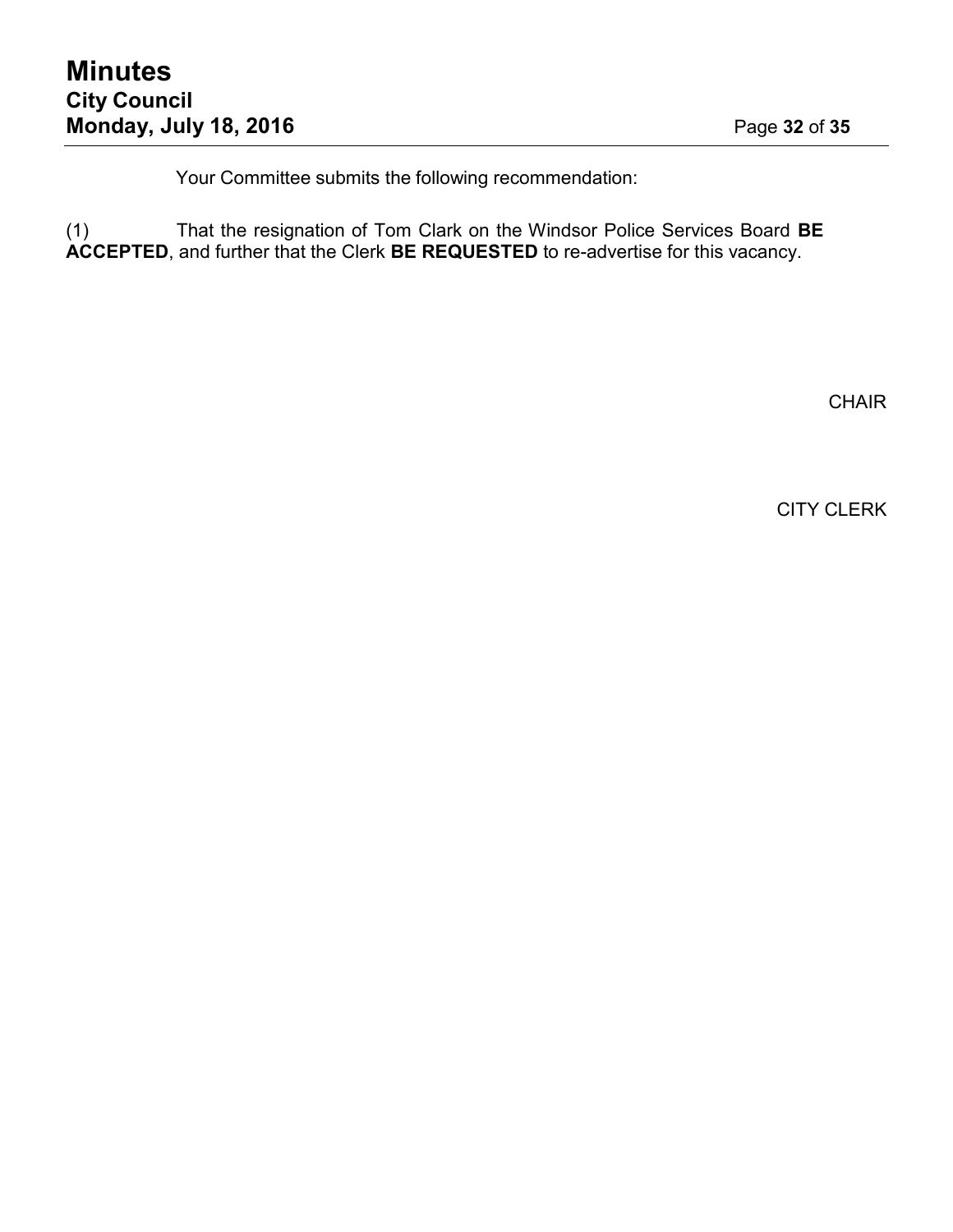Your Committee submits the following recommendation:

(1) That the resignation of Tom Clark on the Windsor Police Services Board **BE ACCEPTED**, and further that the Clerk **BE REQUESTED** to re-advertise for this vacancy.

CHAIR

CITY CLERK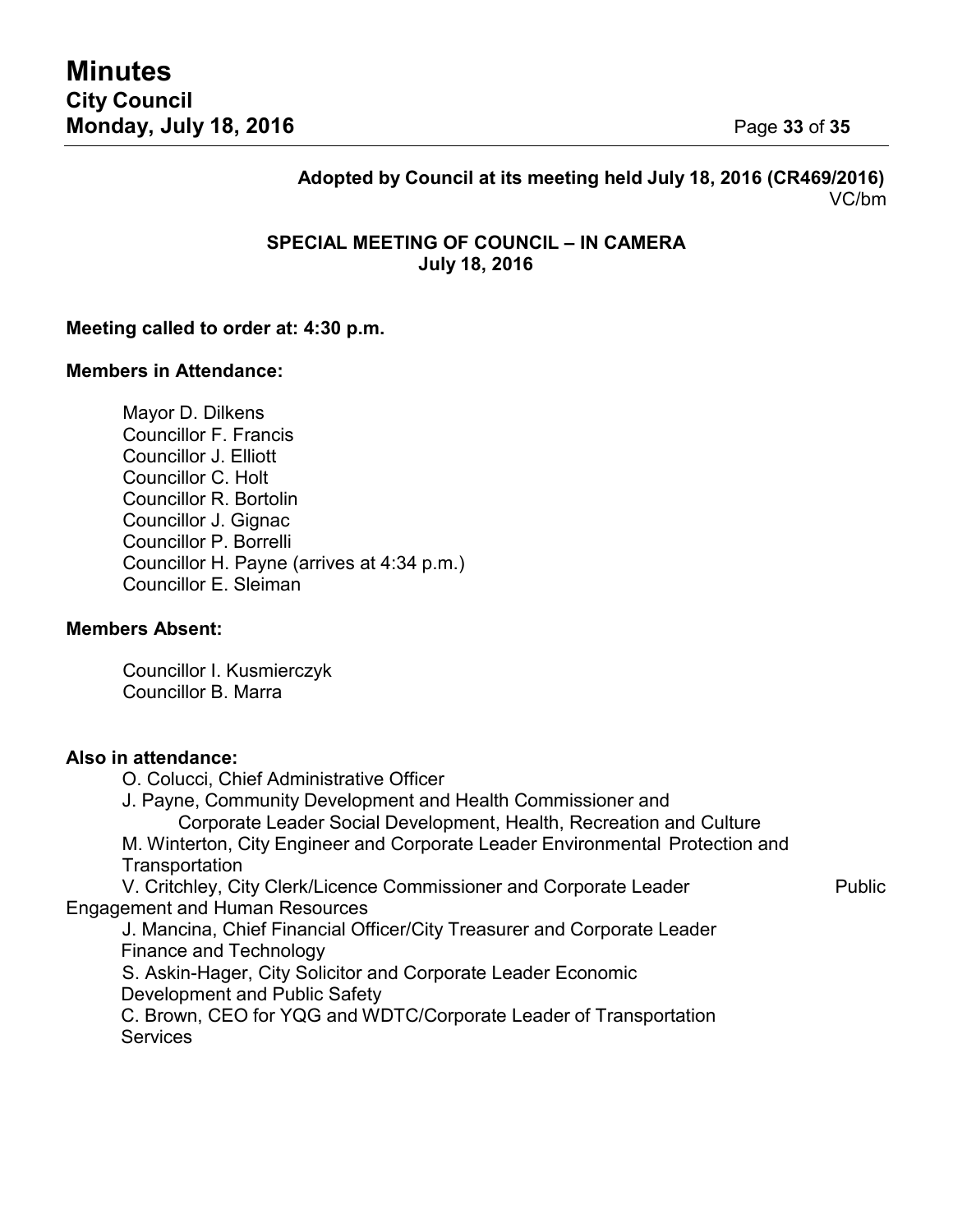**Adopted by Council at its meeting held July 18, 2016 (CR469/2016)**
VC/bm

**SPECIAL MEETING OF COUNCIL – IN CAMERA**
**July 18, 2016**

**Meeting called to order at: 4:30 p.m.**

**Members in Attendance:**

Mayor D. Dilkens
Councillor F. Francis
Councillor J. Elliott
Councillor C. Holt
Councillor R. Bortolin
Councillor J. Gignac
Councillor P. Borrelli
Councillor H. Payne (arrives at 4:34 p.m.)
Councillor E. Sleiman

**Members Absent:**

Councillor I. Kusmierczyk
Councillor B. Marra

**Also in attendance:**

O. Colucci, Chief Administrative Officer
J. Payne, Community Development and Health Commissioner and Corporate Leader Social Development, Health, Recreation and Culture
M. Winterton, City Engineer and Corporate Leader Environmental Protection and Transportation
V. Critchley, City Clerk/Licence Commissioner and Corporate Leader Public Engagement and Human Resources
J. Mancina, Chief Financial Officer/City Treasurer and Corporate Leader Finance and Technology
S. Askin-Hager, City Solicitor and Corporate Leader Economic Development and Public Safety
C. Brown, CEO for YQG and WDTC/Corporate Leader of Transportation Services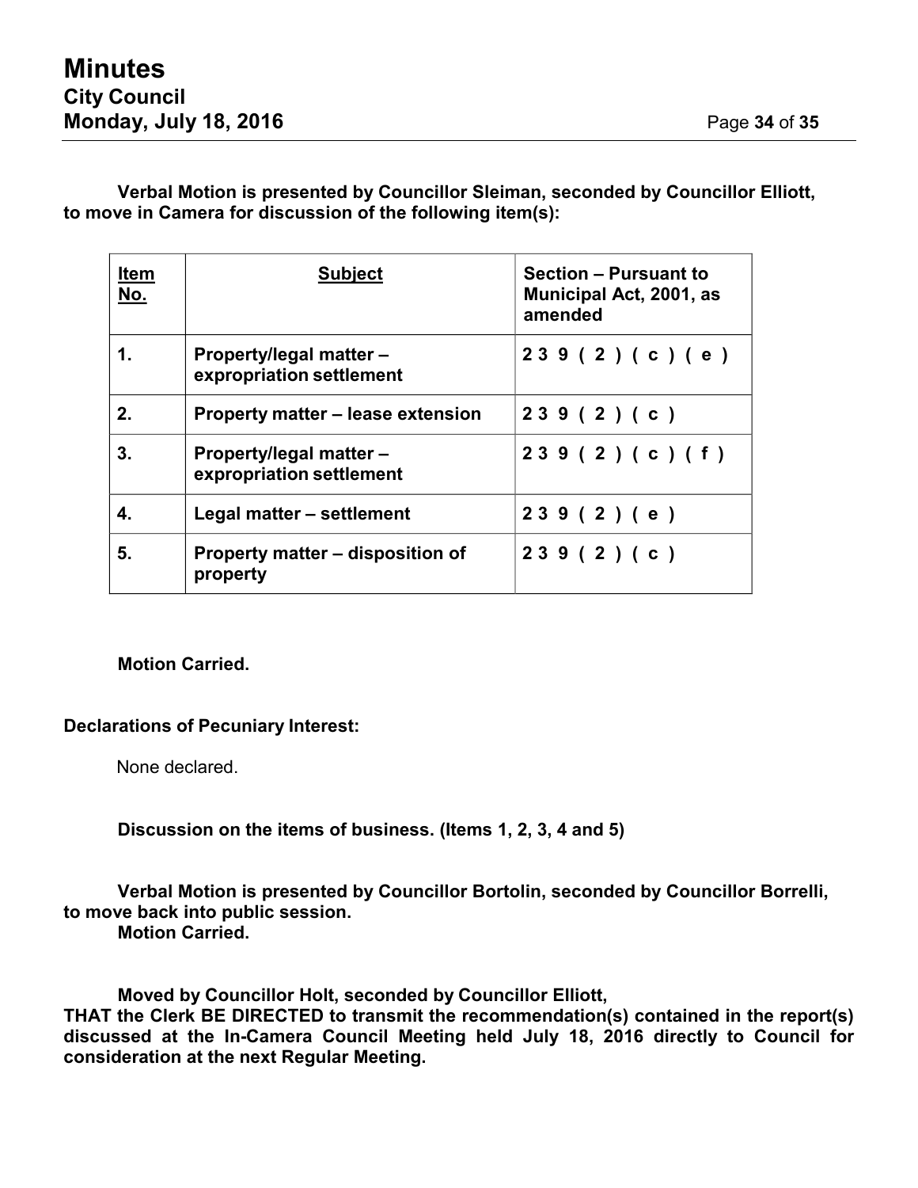**Verbal Motion is presented by Councillor Sleiman, seconded by Councillor Elliott, to move in Camera for discussion of the following item(s):**

| Item No. | Subject | Section – Pursuant to Municipal Act, 2001, as amended |
|---|---|---|
| 1. | Property/legal matter – expropriation settlement | 239(2)(c)(e) |
| 2. | Property matter – lease extension | 239(2)(c) |
| 3. | Property/legal matter – expropriation settlement | 239(2)(c)(f) |
| 4. | Legal matter – settlement | 239(2)(e) |
| 5. | Property matter – disposition of property | 239(2)(c) |

**Motion Carried.**

**Declarations of Pecuniary Interest:**

None declared.

**Discussion on the items of business. (Items 1, 2, 3, 4 and 5)**

**Verbal Motion is presented by Councillor Bortolin, seconded by Councillor Borrelli, to move back into public session.**
**Motion Carried.**

**Moved by Councillor Holt, seconded by Councillor Elliott,**
**THAT the Clerk BE DIRECTED to transmit the recommendation(s) contained in the report(s) discussed at the In-Camera Council Meeting held July 18, 2016 directly to Council for consideration at the next Regular Meeting.**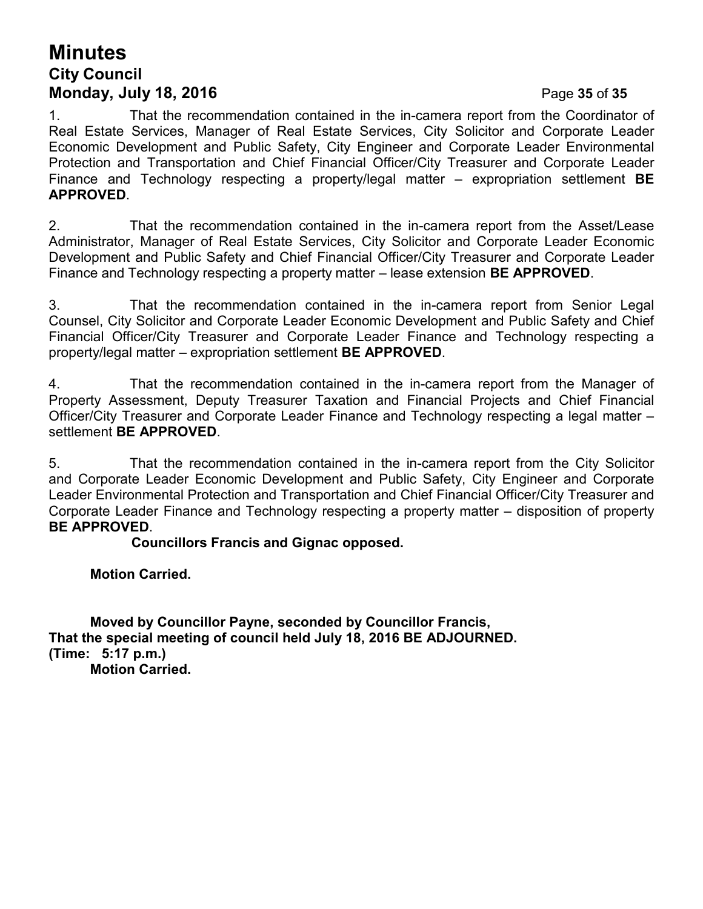1. That the recommendation contained in the in-camera report from the Coordinator of Real Estate Services, Manager of Real Estate Services, City Solicitor and Corporate Leader Economic Development and Public Safety, City Engineer and Corporate Leader Environmental Protection and Transportation and Chief Financial Officer/City Treasurer and Corporate Leader Finance and Technology respecting a property/legal matter – expropriation settlement **BE APPROVED**.

2. That the recommendation contained in the in-camera report from the Asset/Lease Administrator, Manager of Real Estate Services, City Solicitor and Corporate Leader Economic Development and Public Safety and Chief Financial Officer/City Treasurer and Corporate Leader Finance and Technology respecting a property matter – lease extension **BE APPROVED**.

3. That the recommendation contained in the in-camera report from Senior Legal Counsel, City Solicitor and Corporate Leader Economic Development and Public Safety and Chief Financial Officer/City Treasurer and Corporate Leader Finance and Technology respecting a property/legal matter – expropriation settlement **BE APPROVED**.

4. That the recommendation contained in the in-camera report from the Manager of Property Assessment, Deputy Treasurer Taxation and Financial Projects and Chief Financial Officer/City Treasurer and Corporate Leader Finance and Technology respecting a legal matter – settlement **BE APPROVED**.

5. That the recommendation contained in the in-camera report from the City Solicitor and Corporate Leader Economic Development and Public Safety, City Engineer and Corporate Leader Environmental Protection and Transportation and Chief Financial Officer/City Treasurer and Corporate Leader Finance and Technology respecting a property matter – disposition of property **BE APPROVED**.

**Councillors Francis and Gignac opposed.**

**Motion Carried.**

**Moved by Councillor Payne, seconded by Councillor Francis,**
**That the special meeting of council held July 18, 2016 BE ADJOURNED.**
**(Time: 5:17 p.m.)**
**Motion Carried.**